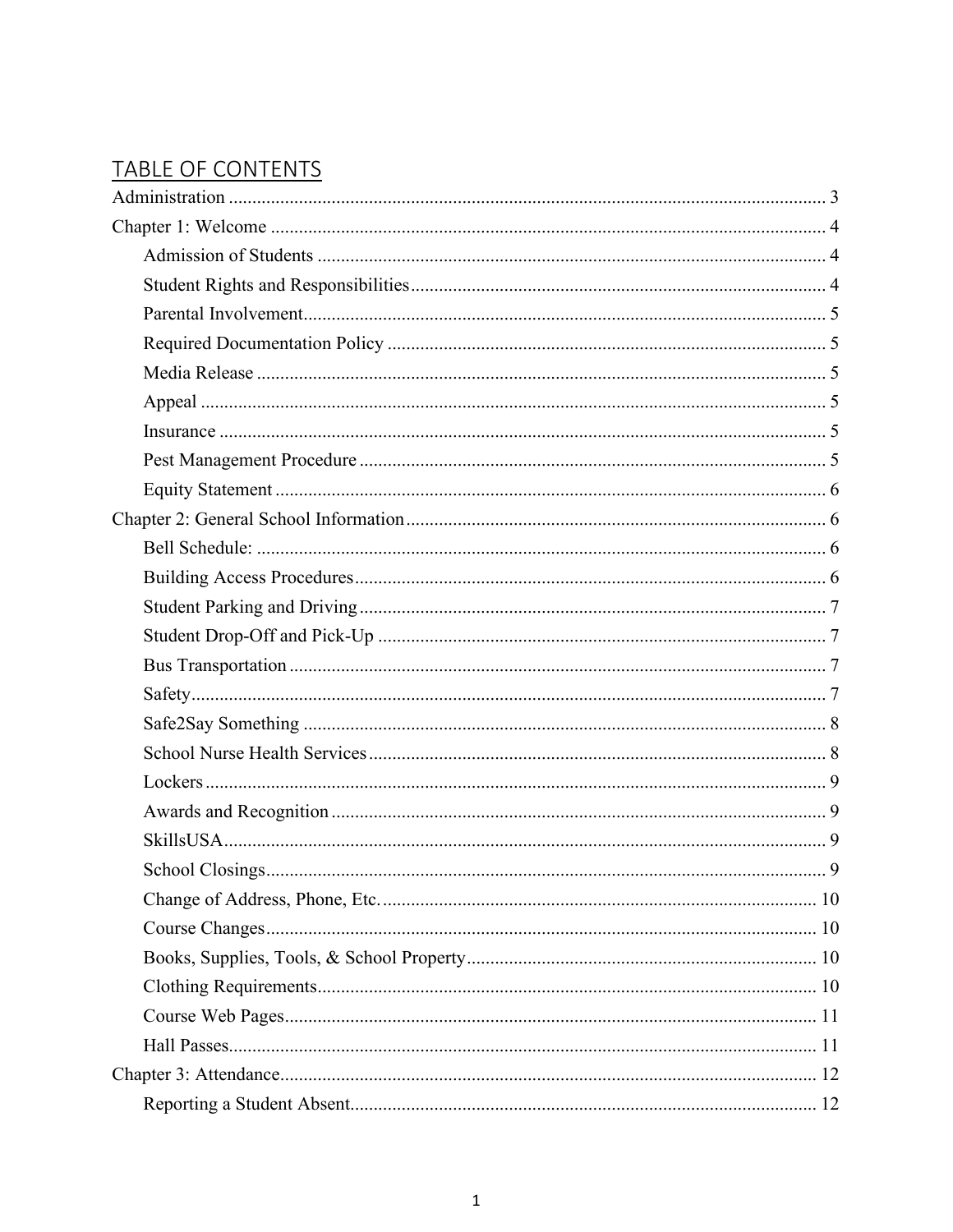# TABLE OF CONTENTS

Administration ............................................................................................................................ 3

Chapter 1: Welcome ..................................................................................................................... 4

- Admission of Students ........................................................................................................... 4
- Student Rights and Responsibilities ....................................................................................... 4
- Parental Involvement .............................................................................................................. 5
- Required Documentation Policy ............................................................................................ 5
- Media Release ........................................................................................................................ 5
- Appeal .................................................................................................................................... 5
- Insurance ................................................................................................................................ 5
- Pest Management Procedure .................................................................................................. 5
- Equity Statement .................................................................................................................... 6

Chapter 2: General School Information ........................................................................................ 6

- Bell Schedule: ........................................................................................................................ 6
- Building Access Procedures ................................................................................................... 6
- Student Parking and Driving .................................................................................................. 7
- Student Drop-Off and Pick-Up .............................................................................................. 7
- Bus Transportation ................................................................................................................. 7
- Safety ...................................................................................................................................... 7
- Safe2Say Something .............................................................................................................. 8
- School Nurse Health Services ................................................................................................ 8
- Lockers ................................................................................................................................... 9
- Awards and Recognition ........................................................................................................ 9
- SkillsUSA ............................................................................................................................... 9
- School Closings ...................................................................................................................... 9
- Change of Address, Phone, Etc. ............................................................................................ 10
- Course Changes .................................................................................................................... 10
- Books, Supplies, Tools, & School Property .......................................................................... 10
- Clothing Requirements ......................................................................................................... 10
- Course Web Pages ................................................................................................................. 11
- Hall Passes ............................................................................................................................ 11

Chapter 3: Attendance ................................................................................................................. 12

- Reporting a Student Absent .................................................................................................. 12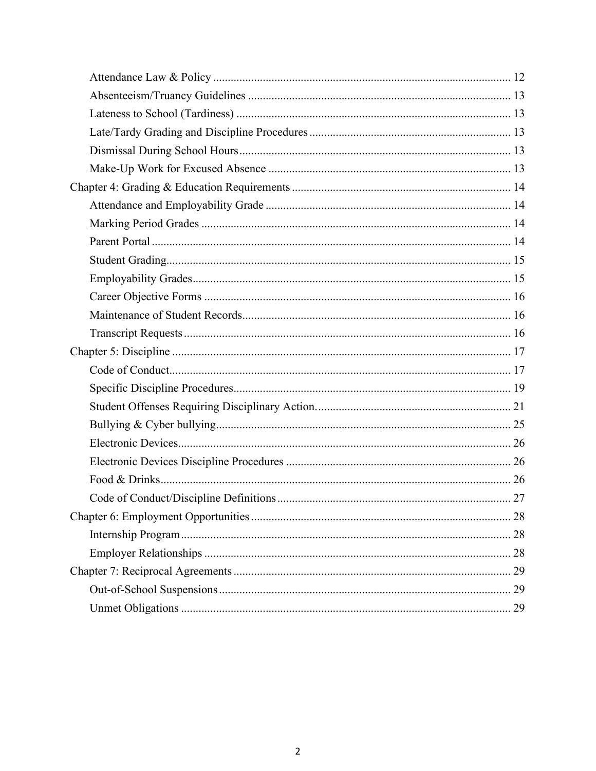- Attendance Law & Policy ..... 12
- Absenteeism/Truancy Guidelines ..... 13
- Lateness to School (Tardiness) ..... 13
- Late/Tardy Grading and Discipline Procedures ..... 13
- Dismissal During School Hours ..... 13
- Make-Up Work for Excused Absence ..... 13

Chapter 4: Grading & Education Requirements ..... 14

- Attendance and Employability Grade ..... 14
- Marking Period Grades ..... 14
- Parent Portal ..... 14
- Student Grading ..... 15
- Employability Grades ..... 15
- Career Objective Forms ..... 16
- Maintenance of Student Records ..... 16
- Transcript Requests ..... 16

Chapter 5: Discipline ..... 17

- Code of Conduct ..... 17
- Specific Discipline Procedures ..... 19
- Student Offenses Requiring Disciplinary Action. ..... 21
- Bullying & Cyber bullying ..... 25
- Electronic Devices ..... 26
- Electronic Devices Discipline Procedures ..... 26
- Food & Drinks ..... 26
- Code of Conduct/Discipline Definitions ..... 27

Chapter 6: Employment Opportunities ..... 28

- Internship Program ..... 28
- Employer Relationships ..... 28

Chapter 7: Reciprocal Agreements ..... 29

- Out-of-School Suspensions ..... 29
- Unmet Obligations ..... 29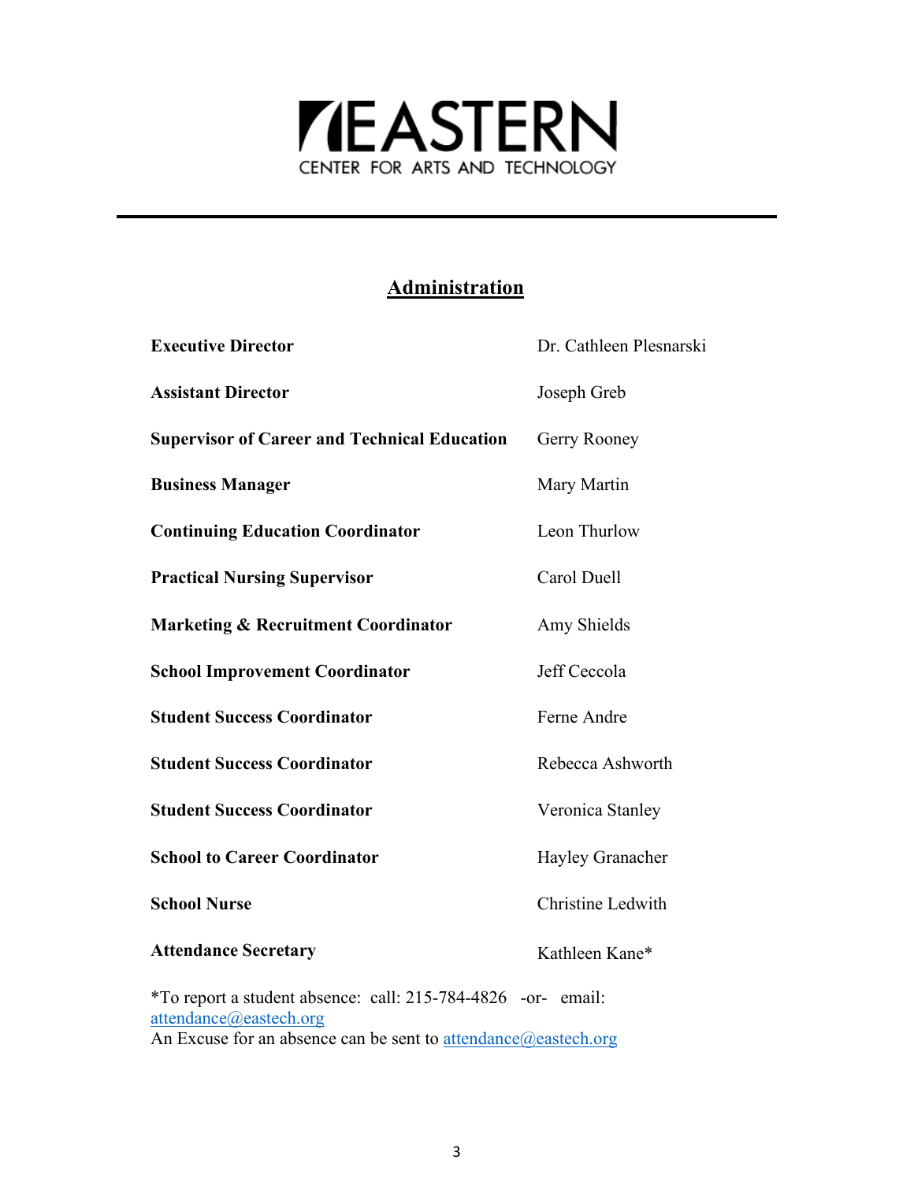EASTERN

CENTER FOR ARTS AND TECHNOLOGY

## Administration

| | |
|---|---|
| **Executive Director** | Dr. Cathleen Plesnarski |
| **Assistant Director** | Joseph Greb |
| **Supervisor of Career and Technical Education** | Gerry Rooney |
| **Business Manager** | Mary Martin |
| **Continuing Education Coordinator** | Leon Thurlow |
| **Practical Nursing Supervisor** | Carol Duell |
| **Marketing & Recruitment Coordinator** | Amy Shields |
| **School Improvement Coordinator** | Jeff Ceccola |
| **Student Success Coordinator** | Ferne Andre |
| **Student Success Coordinator** | Rebecca Ashworth |
| **Student Success Coordinator** | Veronica Stanley |
| **School to Career Coordinator** | Hayley Granacher |
| **School Nurse** | Christine Ledwith |
| **Attendance Secretary** | Kathleen Kane* |

*To report a student absence: call: 215-784-4826 -or- email: attendance@eastech.org
An Excuse for an absence can be sent to attendance@eastech.org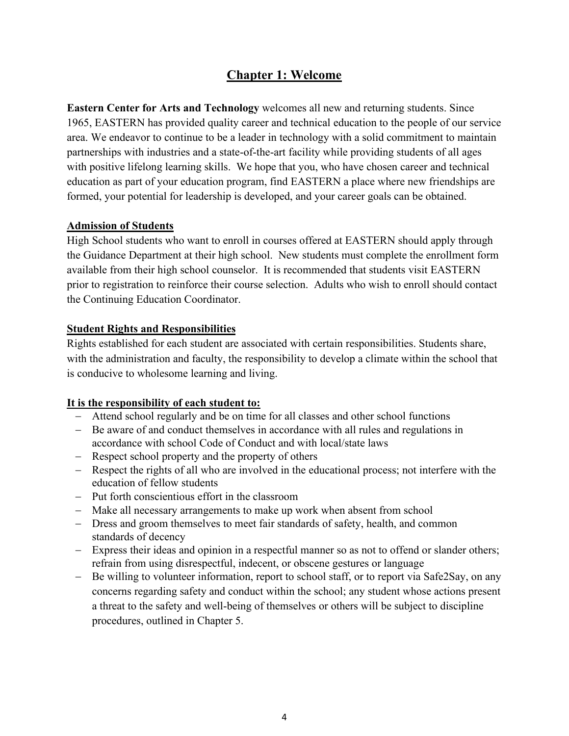# Chapter 1: Welcome

**Eastern Center for Arts and Technology** welcomes all new and returning students. Since 1965, EASTERN has provided quality career and technical education to the people of our service area. We endeavor to continue to be a leader in technology with a solid commitment to maintain partnerships with industries and a state-of-the-art facility while providing students of all ages with positive lifelong learning skills. We hope that you, who have chosen career and technical education as part of your education program, find EASTERN a place where new friendships are formed, your potential for leadership is developed, and your career goals can be obtained.

## Admission of Students

High School students who want to enroll in courses offered at EASTERN should apply through the Guidance Department at their high school. New students must complete the enrollment form available from their high school counselor. It is recommended that students visit EASTERN prior to registration to reinforce their course selection. Adults who wish to enroll should contact the Continuing Education Coordinator.

## Student Rights and Responsibilities

Rights established for each student are associated with certain responsibilities. Students share, with the administration and faculty, the responsibility to develop a climate within the school that is conducive to wholesome learning and living.

### It is the responsibility of each student to:

- Attend school regularly and be on time for all classes and other school functions
- Be aware of and conduct themselves in accordance with all rules and regulations in accordance with school Code of Conduct and with local/state laws
- Respect school property and the property of others
- Respect the rights of all who are involved in the educational process; not interfere with the education of fellow students
- Put forth conscientious effort in the classroom
- Make all necessary arrangements to make up work when absent from school
- Dress and groom themselves to meet fair standards of safety, health, and common standards of decency
- Express their ideas and opinion in a respectful manner so as not to offend or slander others; refrain from using disrespectful, indecent, or obscene gestures or language
- Be willing to volunteer information, report to school staff, or to report via Safe2Say, on any concerns regarding safety and conduct within the school; any student whose actions present a threat to the safety and well-being of themselves or others will be subject to discipline procedures, outlined in Chapter 5.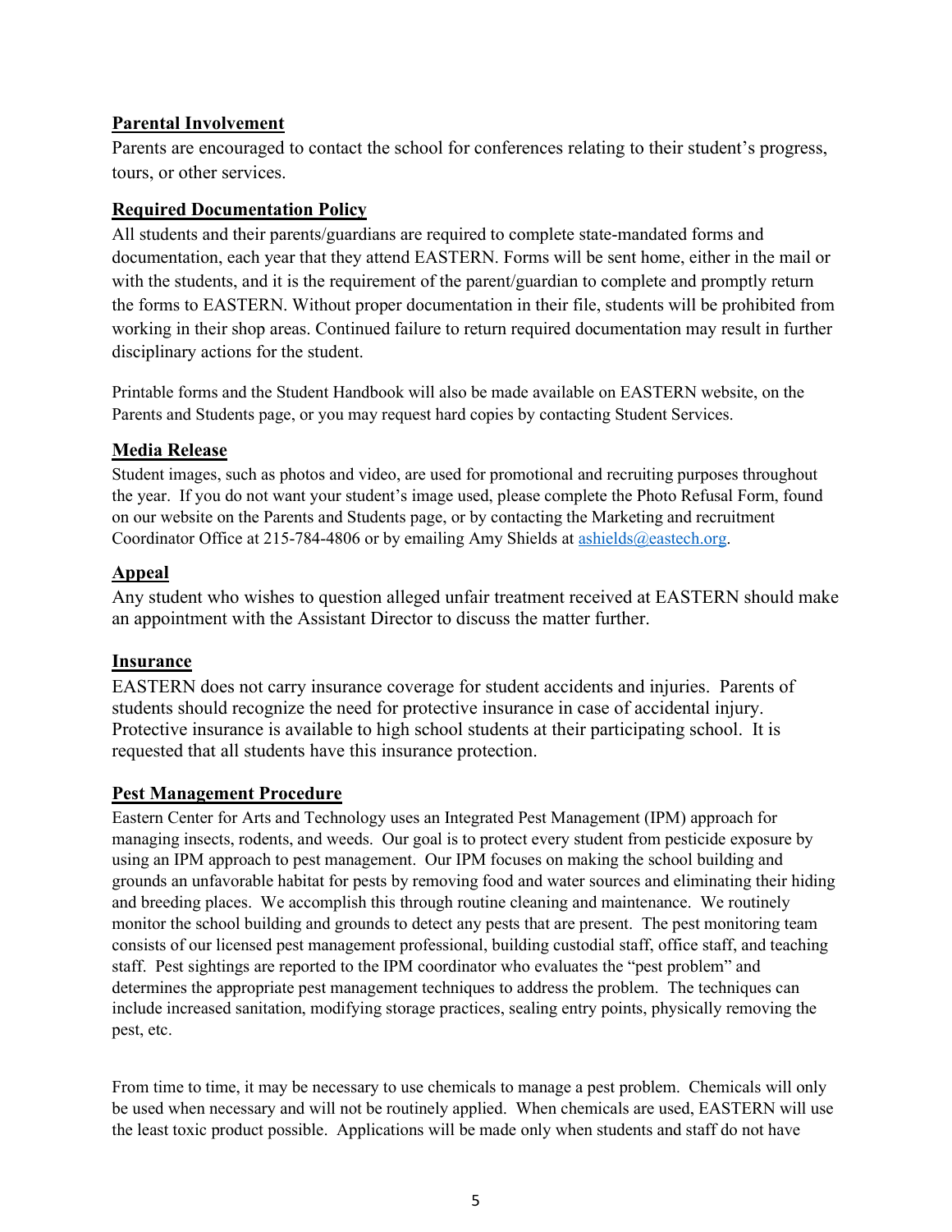## Parental Involvement

Parents are encouraged to contact the school for conferences relating to their student's progress, tours, or other services.

## Required Documentation Policy

All students and their parents/guardians are required to complete state-mandated forms and documentation, each year that they attend EASTERN. Forms will be sent home, either in the mail or with the students, and it is the requirement of the parent/guardian to complete and promptly return the forms to EASTERN. Without proper documentation in their file, students will be prohibited from working in their shop areas. Continued failure to return required documentation may result in further disciplinary actions for the student.

Printable forms and the Student Handbook will also be made available on EASTERN website, on the Parents and Students page, or you may request hard copies by contacting Student Services.

## Media Release

Student images, such as photos and video, are used for promotional and recruiting purposes throughout the year. If you do not want your student's image used, please complete the Photo Refusal Form, found on our website on the Parents and Students page, or by contacting the Marketing and recruitment Coordinator Office at 215-784-4806 or by emailing Amy Shields at [ashields@eastech.org](mailto:ashields@eastech.org).

## Appeal

Any student who wishes to question alleged unfair treatment received at EASTERN should make an appointment with the Assistant Director to discuss the matter further.

## Insurance

EASTERN does not carry insurance coverage for student accidents and injuries. Parents of students should recognize the need for protective insurance in case of accidental injury. Protective insurance is available to high school students at their participating school. It is requested that all students have this insurance protection.

## Pest Management Procedure

Eastern Center for Arts and Technology uses an Integrated Pest Management (IPM) approach for managing insects, rodents, and weeds. Our goal is to protect every student from pesticide exposure by using an IPM approach to pest management. Our IPM focuses on making the school building and grounds an unfavorable habitat for pests by removing food and water sources and eliminating their hiding and breeding places. We accomplish this through routine cleaning and maintenance. We routinely monitor the school building and grounds to detect any pests that are present. The pest monitoring team consists of our licensed pest management professional, building custodial staff, office staff, and teaching staff. Pest sightings are reported to the IPM coordinator who evaluates the "pest problem" and determines the appropriate pest management techniques to address the problem. The techniques can include increased sanitation, modifying storage practices, sealing entry points, physically removing the pest, etc.

From time to time, it may be necessary to use chemicals to manage a pest problem. Chemicals will only be used when necessary and will not be routinely applied. When chemicals are used, EASTERN will use the least toxic product possible. Applications will be made only when students and staff do not have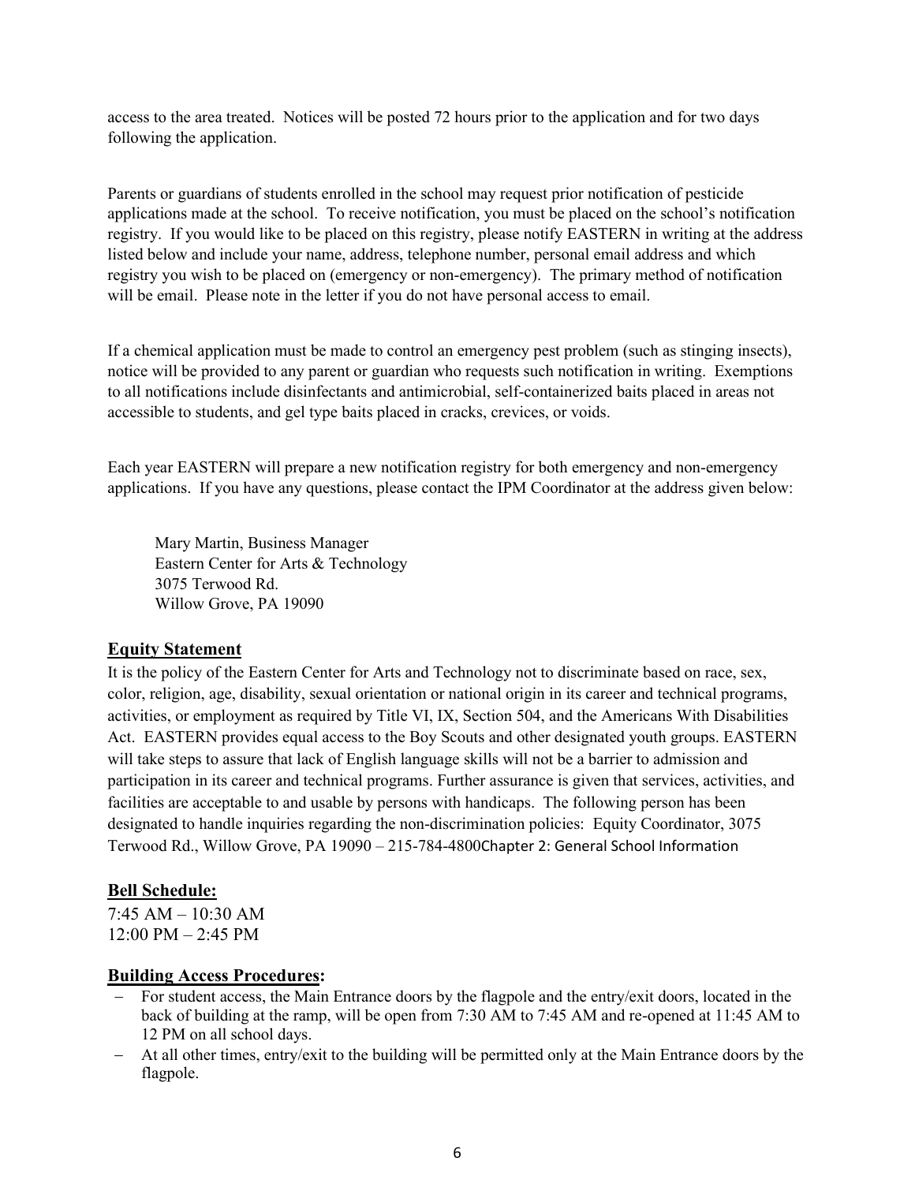access to the area treated. Notices will be posted 72 hours prior to the application and for two days following the application.

Parents or guardians of students enrolled in the school may request prior notification of pesticide applications made at the school. To receive notification, you must be placed on the school's notification registry. If you would like to be placed on this registry, please notify EASTERN in writing at the address listed below and include your name, address, telephone number, personal email address and which registry you wish to be placed on (emergency or non-emergency). The primary method of notification will be email. Please note in the letter if you do not have personal access to email.

If a chemical application must be made to control an emergency pest problem (such as stinging insects), notice will be provided to any parent or guardian who requests such notification in writing. Exemptions to all notifications include disinfectants and antimicrobial, self-containerized baits placed in areas not accessible to students, and gel type baits placed in cracks, crevices, or voids.

Each year EASTERN will prepare a new notification registry for both emergency and non-emergency applications. If you have any questions, please contact the IPM Coordinator at the address given below:

Mary Martin, Business Manager
Eastern Center for Arts & Technology
3075 Terwood Rd.
Willow Grove, PA 19090

## Equity Statement

It is the policy of the Eastern Center for Arts and Technology not to discriminate based on race, sex, color, religion, age, disability, sexual orientation or national origin in its career and technical programs, activities, or employment as required by Title VI, IX, Section 504, and the Americans With Disabilities Act. EASTERN provides equal access to the Boy Scouts and other designated youth groups. EASTERN will take steps to assure that lack of English language skills will not be a barrier to admission and participation in its career and technical programs. Further assurance is given that services, activities, and facilities are acceptable to and usable by persons with handicaps. The following person has been designated to handle inquiries regarding the non-discrimination policies: Equity Coordinator, 3075 Terwood Rd., Willow Grove, PA 19090 – 215-784-4800

# Chapter 2: General School Information

## Bell Schedule:

7:45 AM – 10:30 AM
12:00 PM – 2:45 PM

## Building Access Procedures:

- For student access, the Main Entrance doors by the flagpole and the entry/exit doors, located in the back of building at the ramp, will be open from 7:30 AM to 7:45 AM and re-opened at 11:45 AM to 12 PM on all school days.
- At all other times, entry/exit to the building will be permitted only at the Main Entrance doors by the flagpole.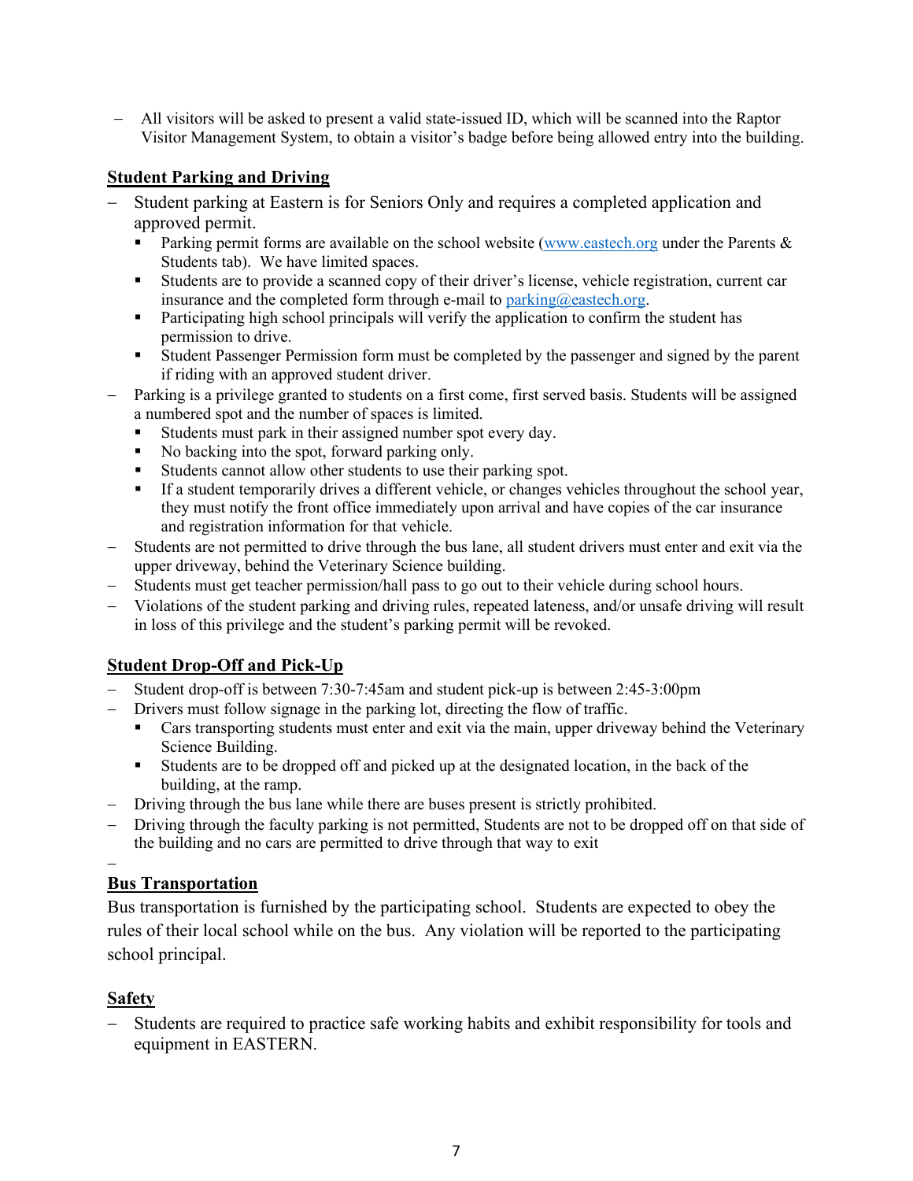- All visitors will be asked to present a valid state-issued ID, which will be scanned into the Raptor Visitor Management System, to obtain a visitor's badge before being allowed entry into the building.

## Student Parking and Driving

- Student parking at Eastern is for Seniors Only and requires a completed application and approved permit.
  - Parking permit forms are available on the school website (www.eastech.org under the Parents & Students tab). We have limited spaces.
  - Students are to provide a scanned copy of their driver's license, vehicle registration, current car insurance and the completed form through e-mail to parking@eastech.org.
  - Participating high school principals will verify the application to confirm the student has permission to drive.
  - Student Passenger Permission form must be completed by the passenger and signed by the parent if riding with an approved student driver.
- Parking is a privilege granted to students on a first come, first served basis. Students will be assigned a numbered spot and the number of spaces is limited.
  - Students must park in their assigned number spot every day.
  - No backing into the spot, forward parking only.
  - Students cannot allow other students to use their parking spot.
  - If a student temporarily drives a different vehicle, or changes vehicles throughout the school year, they must notify the front office immediately upon arrival and have copies of the car insurance and registration information for that vehicle.
- Students are not permitted to drive through the bus lane, all student drivers must enter and exit via the upper driveway, behind the Veterinary Science building.
- Students must get teacher permission/hall pass to go out to their vehicle during school hours.
- Violations of the student parking and driving rules, repeated lateness, and/or unsafe driving will result in loss of this privilege and the student's parking permit will be revoked.

## Student Drop-Off and Pick-Up

- Student drop-off is between 7:30-7:45am and student pick-up is between 2:45-3:00pm
- Drivers must follow signage in the parking lot, directing the flow of traffic.
  - Cars transporting students must enter and exit via the main, upper driveway behind the Veterinary Science Building.
  - Students are to be dropped off and picked up at the designated location, in the back of the building, at the ramp.
- Driving through the bus lane while there are buses present is strictly prohibited.
- Driving through the faculty parking is not permitted, Students are not to be dropped off on that side of the building and no cars are permitted to drive through that way to exit

## Bus Transportation

Bus transportation is furnished by the participating school. Students are expected to obey the rules of their local school while on the bus. Any violation will be reported to the participating school principal.

## Safety

- Students are required to practice safe working habits and exhibit responsibility for tools and equipment in EASTERN.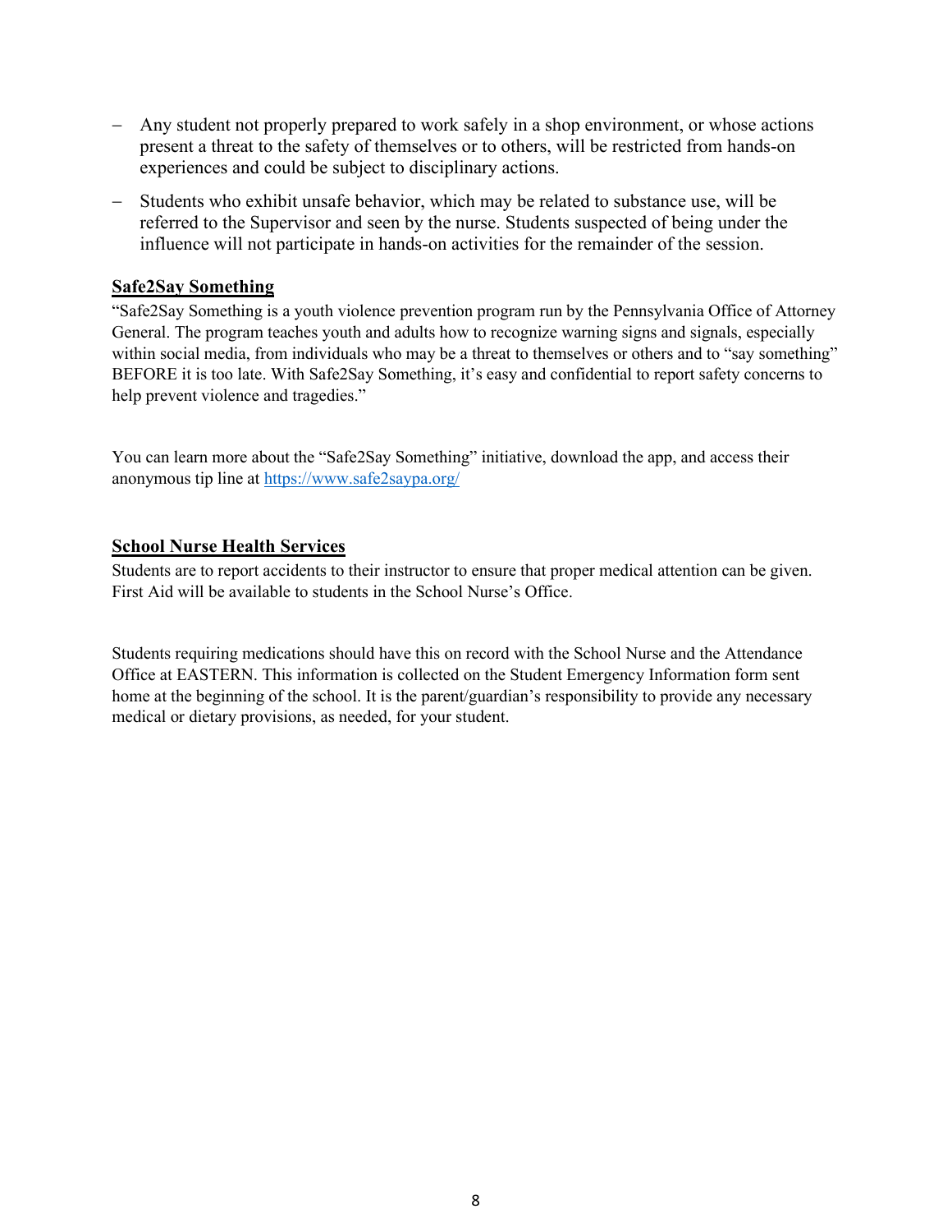- Any student not properly prepared to work safely in a shop environment, or whose actions present a threat to the safety of themselves or to others, will be restricted from hands-on experiences and could be subject to disciplinary actions.
- Students who exhibit unsafe behavior, which may be related to substance use, will be referred to the Supervisor and seen by the nurse. Students suspected of being under the influence will not participate in hands-on activities for the remainder of the session.

## Safe2Say Something

"Safe2Say Something is a youth violence prevention program run by the Pennsylvania Office of Attorney General. The program teaches youth and adults how to recognize warning signs and signals, especially within social media, from individuals who may be a threat to themselves or others and to "say something" BEFORE it is too late. With Safe2Say Something, it's easy and confidential to report safety concerns to help prevent violence and tragedies."

You can learn more about the "Safe2Say Something" initiative, download the app, and access their anonymous tip line at https://www.safe2saypa.org/

## School Nurse Health Services

Students are to report accidents to their instructor to ensure that proper medical attention can be given. First Aid will be available to students in the School Nurse's Office.

Students requiring medications should have this on record with the School Nurse and the Attendance Office at EASTERN. This information is collected on the Student Emergency Information form sent home at the beginning of the school. It is the parent/guardian's responsibility to provide any necessary medical or dietary provisions, as needed, for your student.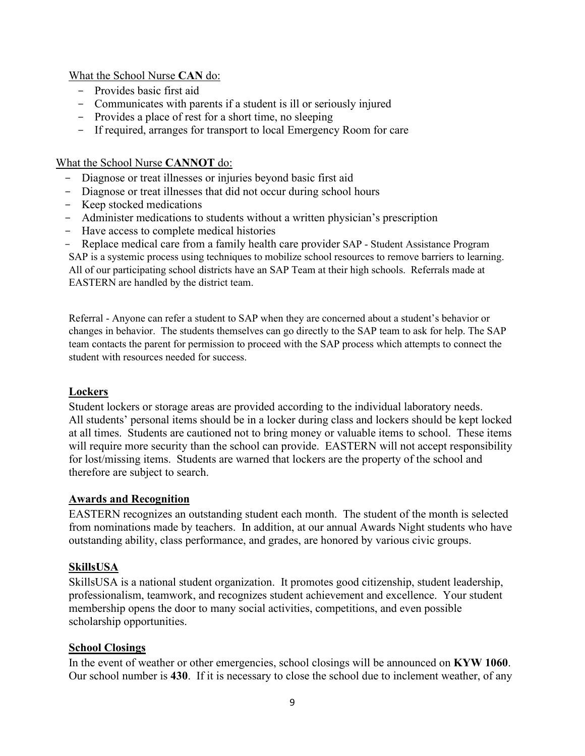What the School Nurse **CAN** do:

- Provides basic first aid
- Communicates with parents if a student is ill or seriously injured
- Provides a place of rest for a short time, no sleeping
- If required, arranges for transport to local Emergency Room for care

What the School Nurse **CANNOT** do:

- Diagnose or treat illnesses or injuries beyond basic first aid
- Diagnose or treat illnesses that did not occur during school hours
- Keep stocked medications
- Administer medications to students without a written physician's prescription
- Have access to complete medical histories
- Replace medical care from a family health care provider SAP - Student Assistance Program

SAP is a systemic process using techniques to mobilize school resources to remove barriers to learning. All of our participating school districts have an SAP Team at their high schools. Referrals made at EASTERN are handled by the district team.

Referral - Anyone can refer a student to SAP when they are concerned about a student's behavior or changes in behavior. The students themselves can go directly to the SAP team to ask for help. The SAP team contacts the parent for permission to proceed with the SAP process which attempts to connect the student with resources needed for success.

## Lockers

Student lockers or storage areas are provided according to the individual laboratory needs. All students' personal items should be in a locker during class and lockers should be kept locked at all times. Students are cautioned not to bring money or valuable items to school. These items will require more security than the school can provide. EASTERN will not accept responsibility for lost/missing items. Students are warned that lockers are the property of the school and therefore are subject to search.

## Awards and Recognition

EASTERN recognizes an outstanding student each month. The student of the month is selected from nominations made by teachers. In addition, at our annual Awards Night students who have outstanding ability, class performance, and grades, are honored by various civic groups.

## SkillsUSA

SkillsUSA is a national student organization. It promotes good citizenship, student leadership, professionalism, teamwork, and recognizes student achievement and excellence. Your student membership opens the door to many social activities, competitions, and even possible scholarship opportunities.

## School Closings

In the event of weather or other emergencies, school closings will be announced on **KYW 1060**. Our school number is **430**. If it is necessary to close the school due to inclement weather, of any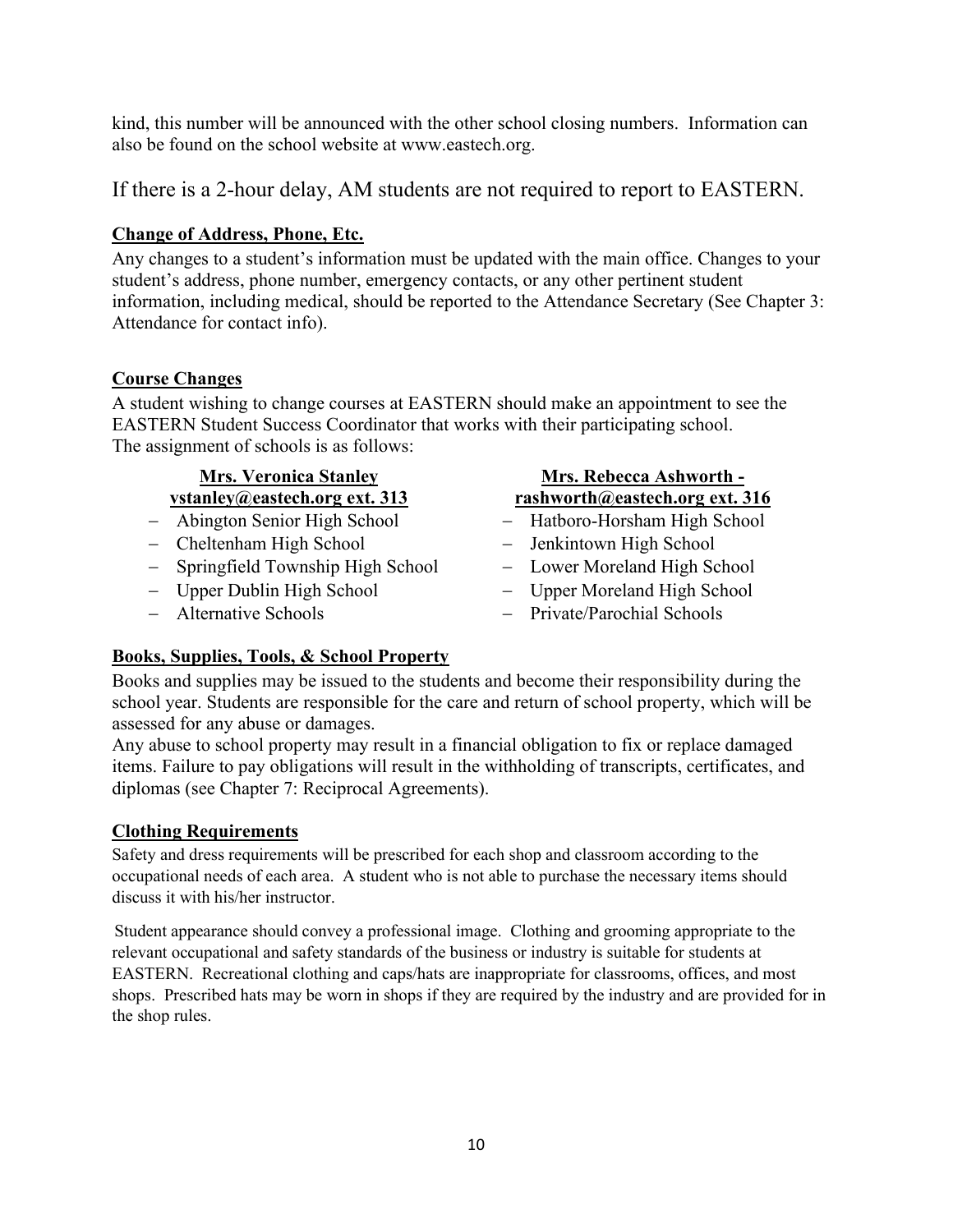kind, this number will be announced with the other school closing numbers. Information can also be found on the school website at www.eastech.org.

If there is a 2-hour delay, AM students are not required to report to EASTERN.

### Change of Address, Phone, Etc.

Any changes to a student's information must be updated with the main office. Changes to your student's address, phone number, emergency contacts, or any other pertinent student information, including medical, should be reported to the Attendance Secretary (See Chapter 3: Attendance for contact info).

### Course Changes

A student wishing to change courses at EASTERN should make an appointment to see the EASTERN Student Success Coordinator that works with their participating school. The assignment of schools is as follows:

**Mrs. Veronica Stanley**
**vstanley@eastech.org ext. 313**

- Abington Senior High School
- Cheltenham High School
- Springfield Township High School
- Upper Dublin High School
- Alternative Schools

**Mrs. Rebecca Ashworth -**
**rashworth@eastech.org ext. 316**

- Hatboro-Horsham High School
- Jenkintown High School
- Lower Moreland High School
- Upper Moreland High School
- Private/Parochial Schools

### Books, Supplies, Tools, & School Property

Books and supplies may be issued to the students and become their responsibility during the school year. Students are responsible for the care and return of school property, which will be assessed for any abuse or damages.
Any abuse to school property may result in a financial obligation to fix or replace damaged items. Failure to pay obligations will result in the withholding of transcripts, certificates, and diplomas (see Chapter 7: Reciprocal Agreements).

### Clothing Requirements

Safety and dress requirements will be prescribed for each shop and classroom according to the occupational needs of each area. A student who is not able to purchase the necessary items should discuss it with his/her instructor.

Student appearance should convey a professional image. Clothing and grooming appropriate to the relevant occupational and safety standards of the business or industry is suitable for students at EASTERN. Recreational clothing and caps/hats are inappropriate for classrooms, offices, and most shops. Prescribed hats may be worn in shops if they are required by the industry and are provided for in the shop rules.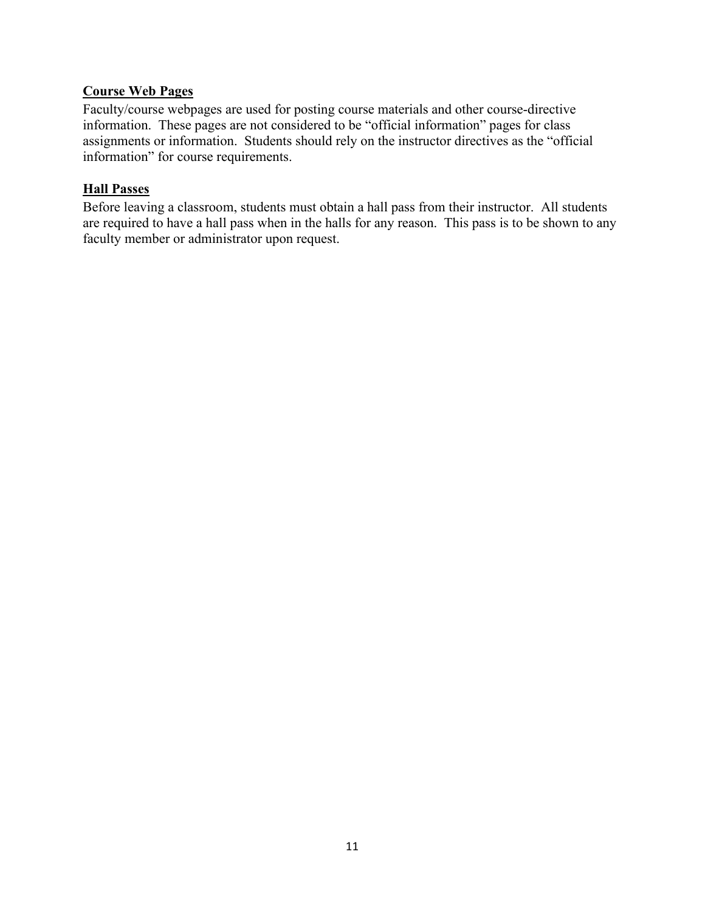**Course Web Pages**

Faculty/course webpages are used for posting course materials and other course-directive information. These pages are not considered to be "official information" pages for class assignments or information. Students should rely on the instructor directives as the "official information" for course requirements.

**Hall Passes**

Before leaving a classroom, students must obtain a hall pass from their instructor. All students are required to have a hall pass when in the halls for any reason. This pass is to be shown to any faculty member or administrator upon request.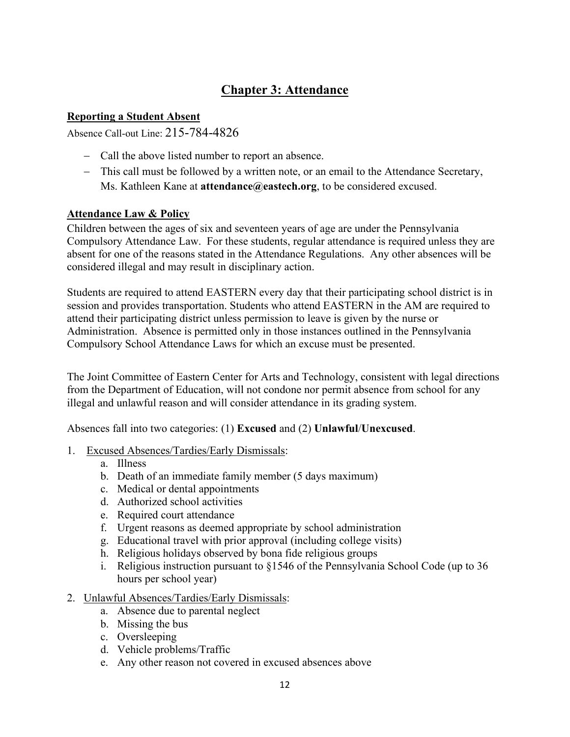# Chapter 3: Attendance

## Reporting a Student Absent

Absence Call-out Line: 215-784-4826

- Call the above listed number to report an absence.
- This call must be followed by a written note, or an email to the Attendance Secretary, Ms. Kathleen Kane at **attendance@eastech.org**, to be considered excused.

## Attendance Law & Policy

Children between the ages of six and seventeen years of age are under the Pennsylvania Compulsory Attendance Law. For these students, regular attendance is required unless they are absent for one of the reasons stated in the Attendance Regulations. Any other absences will be considered illegal and may result in disciplinary action.

Students are required to attend EASTERN every day that their participating school district is in session and provides transportation. Students who attend EASTERN in the AM are required to attend their participating district unless permission to leave is given by the nurse or Administration. Absence is permitted only in those instances outlined in the Pennsylvania Compulsory School Attendance Laws for which an excuse must be presented.

The Joint Committee of Eastern Center for Arts and Technology, consistent with legal directions from the Department of Education, will not condone nor permit absence from school for any illegal and unlawful reason and will consider attendance in its grading system.

Absences fall into two categories: (1) **Excused** and (2) **Unlawful/Unexcused**.

1. Excused Absences/Tardies/Early Dismissals:
   a. Illness
   b. Death of an immediate family member (5 days maximum)
   c. Medical or dental appointments
   d. Authorized school activities
   e. Required court attendance
   f. Urgent reasons as deemed appropriate by school administration
   g. Educational travel with prior approval (including college visits)
   h. Religious holidays observed by bona fide religious groups
   i. Religious instruction pursuant to §1546 of the Pennsylvania School Code (up to 36 hours per school year)
2. Unlawful Absences/Tardies/Early Dismissals:
   a. Absence due to parental neglect
   b. Missing the bus
   c. Oversleeping
   d. Vehicle problems/Traffic
   e. Any other reason not covered in excused absences above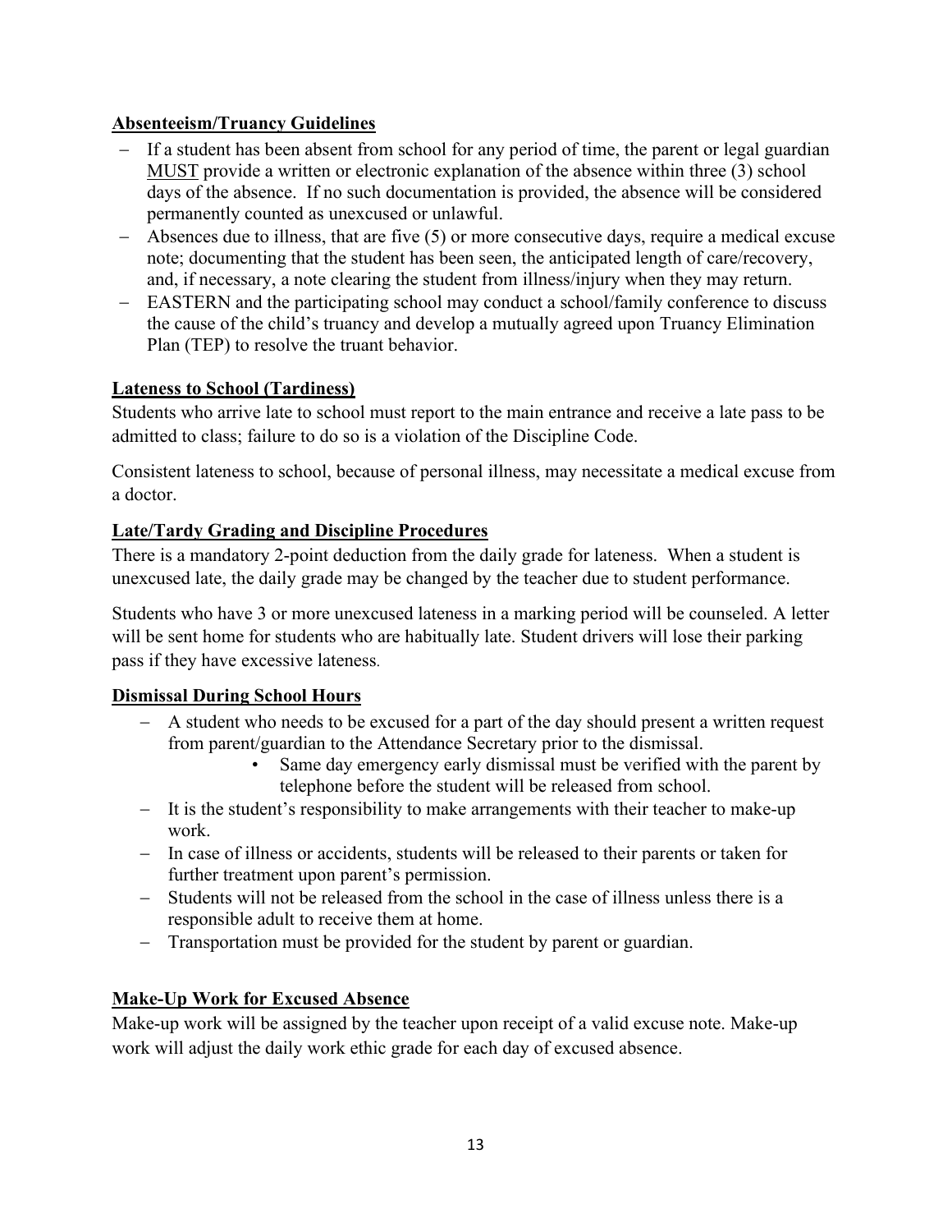## Absenteeism/Truancy Guidelines

- If a student has been absent from school for any period of time, the parent or legal guardian <u>MUST</u> provide a written or electronic explanation of the absence within three (3) school days of the absence. If no such documentation is provided, the absence will be considered permanently counted as unexcused or unlawful.
- Absences due to illness, that are five (5) or more consecutive days, require a medical excuse note; documenting that the student has been seen, the anticipated length of care/recovery, and, if necessary, a note clearing the student from illness/injury when they may return.
- EASTERN and the participating school may conduct a school/family conference to discuss the cause of the child's truancy and develop a mutually agreed upon Truancy Elimination Plan (TEP) to resolve the truant behavior.

## Lateness to School (Tardiness)

Students who arrive late to school must report to the main entrance and receive a late pass to be admitted to class; failure to do so is a violation of the Discipline Code.

Consistent lateness to school, because of personal illness, may necessitate a medical excuse from a doctor.

## Late/Tardy Grading and Discipline Procedures

There is a mandatory 2-point deduction from the daily grade for lateness. When a student is unexcused late, the daily grade may be changed by the teacher due to student performance.

Students who have 3 or more unexcused lateness in a marking period will be counseled. A letter will be sent home for students who are habitually late. Student drivers will lose their parking pass if they have excessive lateness.

## Dismissal During School Hours

- A student who needs to be excused for a part of the day should present a written request from parent/guardian to the Attendance Secretary prior to the dismissal.
  - Same day emergency early dismissal must be verified with the parent by telephone before the student will be released from school.
- It is the student's responsibility to make arrangements with their teacher to make-up work.
- In case of illness or accidents, students will be released to their parents or taken for further treatment upon parent's permission.
- Students will not be released from the school in the case of illness unless there is a responsible adult to receive them at home.
- Transportation must be provided for the student by parent or guardian.

## Make-Up Work for Excused Absence

Make-up work will be assigned by the teacher upon receipt of a valid excuse note. Make-up work will adjust the daily work ethic grade for each day of excused absence.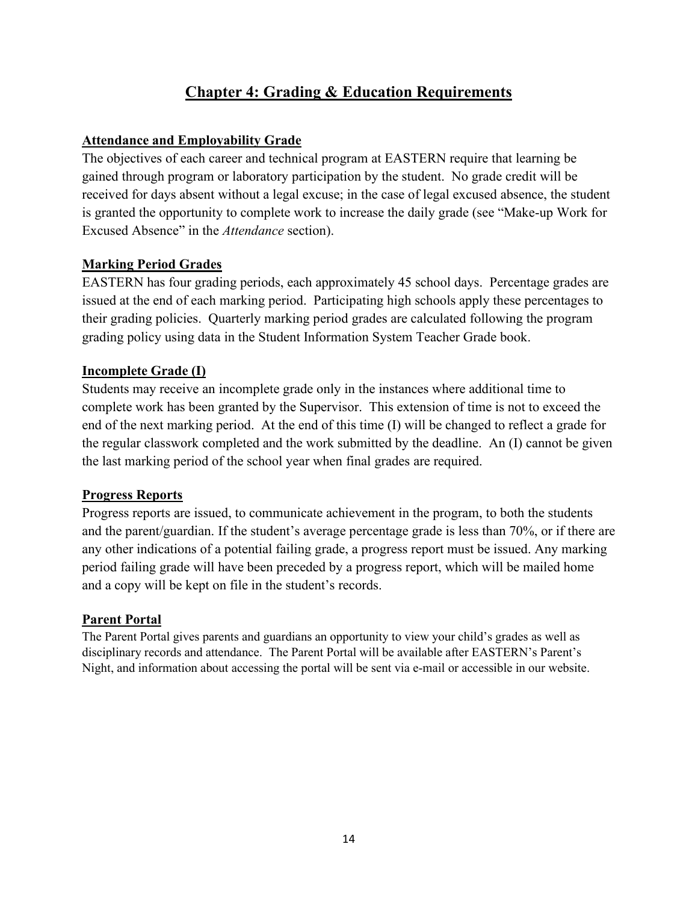# Chapter 4: Grading & Education Requirements

## Attendance and Employability Grade

The objectives of each career and technical program at EASTERN require that learning be gained through program or laboratory participation by the student. No grade credit will be received for days absent without a legal excuse; in the case of legal excused absence, the student is granted the opportunity to complete work to increase the daily grade (see "Make-up Work for Excused Absence" in the *Attendance* section).

## Marking Period Grades

EASTERN has four grading periods, each approximately 45 school days. Percentage grades are issued at the end of each marking period. Participating high schools apply these percentages to their grading policies. Quarterly marking period grades are calculated following the program grading policy using data in the Student Information System Teacher Grade book.

## Incomplete Grade (I)

Students may receive an incomplete grade only in the instances where additional time to complete work has been granted by the Supervisor. This extension of time is not to exceed the end of the next marking period. At the end of this time (I) will be changed to reflect a grade for the regular classwork completed and the work submitted by the deadline. An (I) cannot be given the last marking period of the school year when final grades are required.

## Progress Reports

Progress reports are issued, to communicate achievement in the program, to both the students and the parent/guardian. If the student's average percentage grade is less than 70%, or if there are any other indications of a potential failing grade, a progress report must be issued. Any marking period failing grade will have been preceded by a progress report, which will be mailed home and a copy will be kept on file in the student's records.

## Parent Portal

The Parent Portal gives parents and guardians an opportunity to view your child's grades as well as disciplinary records and attendance. The Parent Portal will be available after EASTERN's Parent's Night, and information about accessing the portal will be sent via e-mail or accessible in our website.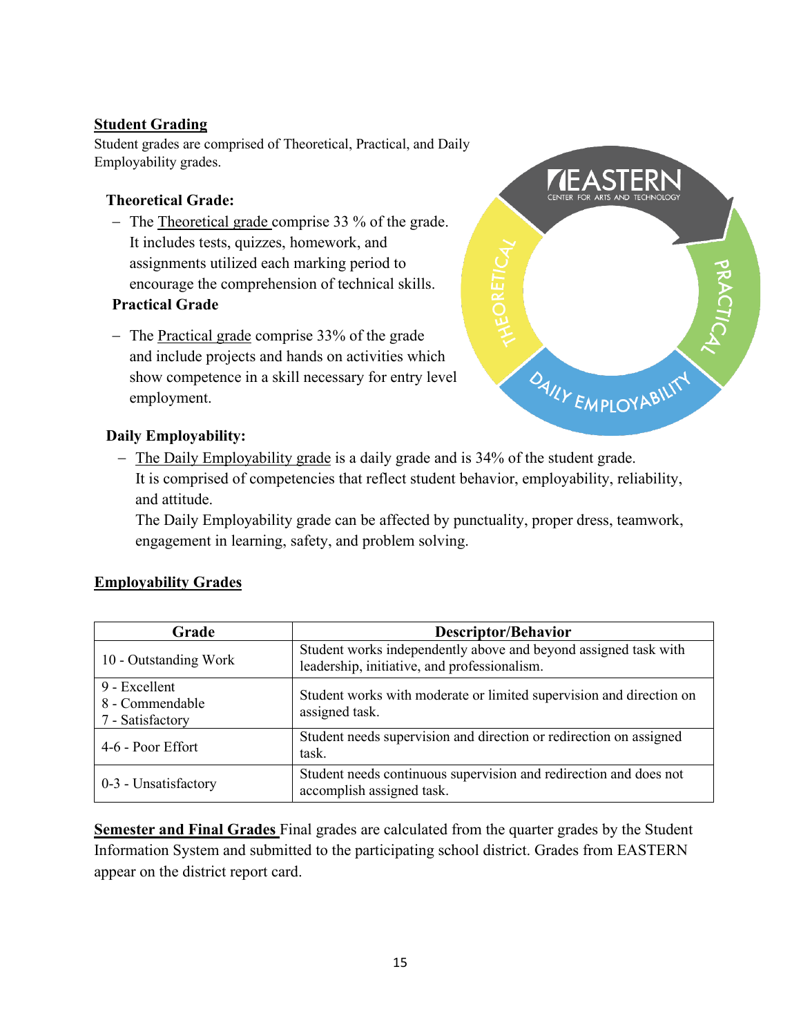## Student Grading

Student grades are comprised of Theoretical, Practical, and Daily Employability grades.

### Theoretical Grade:

- The Theoretical grade comprise 33 % of the grade. It includes tests, quizzes, homework, and assignments utilized each marking period to encourage the comprehension of technical skills.

### Practical Grade

- The Practical grade comprise 33% of the grade and include projects and hands on activities which show competence in a skill necessary for entry level employment.

### Daily Employability:

- The Daily Employability grade is a daily grade and is 34% of the student grade. It is comprised of competencies that reflect student behavior, employability, reliability, and attitude.
  The Daily Employability grade can be affected by punctuality, proper dress, teamwork, engagement in learning, safety, and problem solving.

## Employability Grades

| Grade | Descriptor/Behavior |
|---|---|
| 10 - Outstanding Work | Student works independently above and beyond assigned task with leadership, initiative, and professionalism. |
| 9 - Excellent<br>8 - Commendable<br>7 - Satisfactory | Student works with moderate or limited supervision and direction on assigned task. |
| 4-6 - Poor Effort | Student needs supervision and direction or redirection on assigned task. |
| 0-3 - Unsatisfactory | Student needs continuous supervision and redirection and does not accomplish assigned task. |

**Semester and Final Grades** Final grades are calculated from the quarter grades by the Student Information System and submitted to the participating school district. Grades from EASTERN appear on the district report card.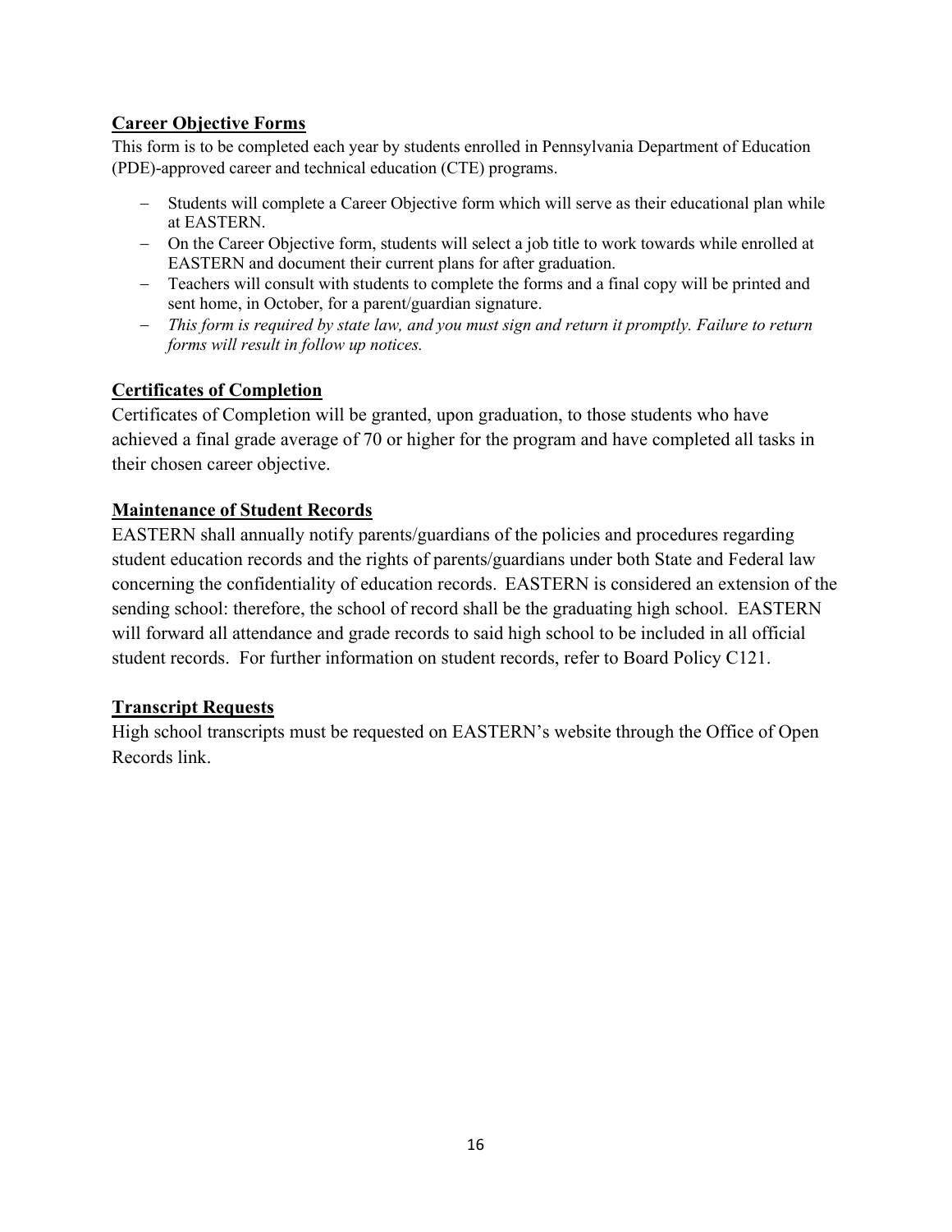## Career Objective Forms

This form is to be completed each year by students enrolled in Pennsylvania Department of Education (PDE)-approved career and technical education (CTE) programs.

- Students will complete a Career Objective form which will serve as their educational plan while at EASTERN.
- On the Career Objective form, students will select a job title to work towards while enrolled at EASTERN and document their current plans for after graduation.
- Teachers will consult with students to complete the forms and a final copy will be printed and sent home, in October, for a parent/guardian signature.
- *This form is required by state law, and you must sign and return it promptly. Failure to return forms will result in follow up notices.*

## Certificates of Completion

Certificates of Completion will be granted, upon graduation, to those students who have achieved a final grade average of 70 or higher for the program and have completed all tasks in their chosen career objective.

## Maintenance of Student Records

EASTERN shall annually notify parents/guardians of the policies and procedures regarding student education records and the rights of parents/guardians under both State and Federal law concerning the confidentiality of education records. EASTERN is considered an extension of the sending school: therefore, the school of record shall be the graduating high school. EASTERN will forward all attendance and grade records to said high school to be included in all official student records. For further information on student records, refer to Board Policy C121.

## Transcript Requests

High school transcripts must be requested on EASTERN's website through the Office of Open Records link.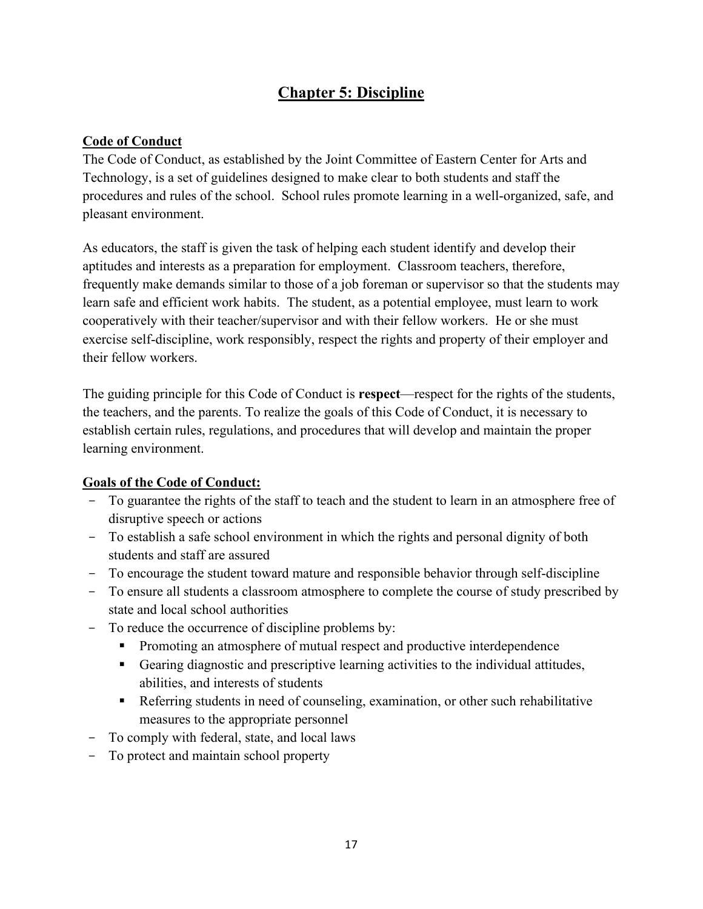# Chapter 5: Discipline

## Code of Conduct

The Code of Conduct, as established by the Joint Committee of Eastern Center for Arts and Technology, is a set of guidelines designed to make clear to both students and staff the procedures and rules of the school. School rules promote learning in a well-organized, safe, and pleasant environment.

As educators, the staff is given the task of helping each student identify and develop their aptitudes and interests as a preparation for employment. Classroom teachers, therefore, frequently make demands similar to those of a job foreman or supervisor so that the students may learn safe and efficient work habits. The student, as a potential employee, must learn to work cooperatively with their teacher/supervisor and with their fellow workers. He or she must exercise self-discipline, work responsibly, respect the rights and property of their employer and their fellow workers.

The guiding principle for this Code of Conduct is **respect**—respect for the rights of the students, the teachers, and the parents. To realize the goals of this Code of Conduct, it is necessary to establish certain rules, regulations, and procedures that will develop and maintain the proper learning environment.

## Goals of the Code of Conduct:

- To guarantee the rights of the staff to teach and the student to learn in an atmosphere free of disruptive speech or actions
- To establish a safe school environment in which the rights and personal dignity of both students and staff are assured
- To encourage the student toward mature and responsible behavior through self-discipline
- To ensure all students a classroom atmosphere to complete the course of study prescribed by state and local school authorities
- To reduce the occurrence of discipline problems by:
  - Promoting an atmosphere of mutual respect and productive interdependence
  - Gearing diagnostic and prescriptive learning activities to the individual attitudes, abilities, and interests of students
  - Referring students in need of counseling, examination, or other such rehabilitative measures to the appropriate personnel
- To comply with federal, state, and local laws
- To protect and maintain school property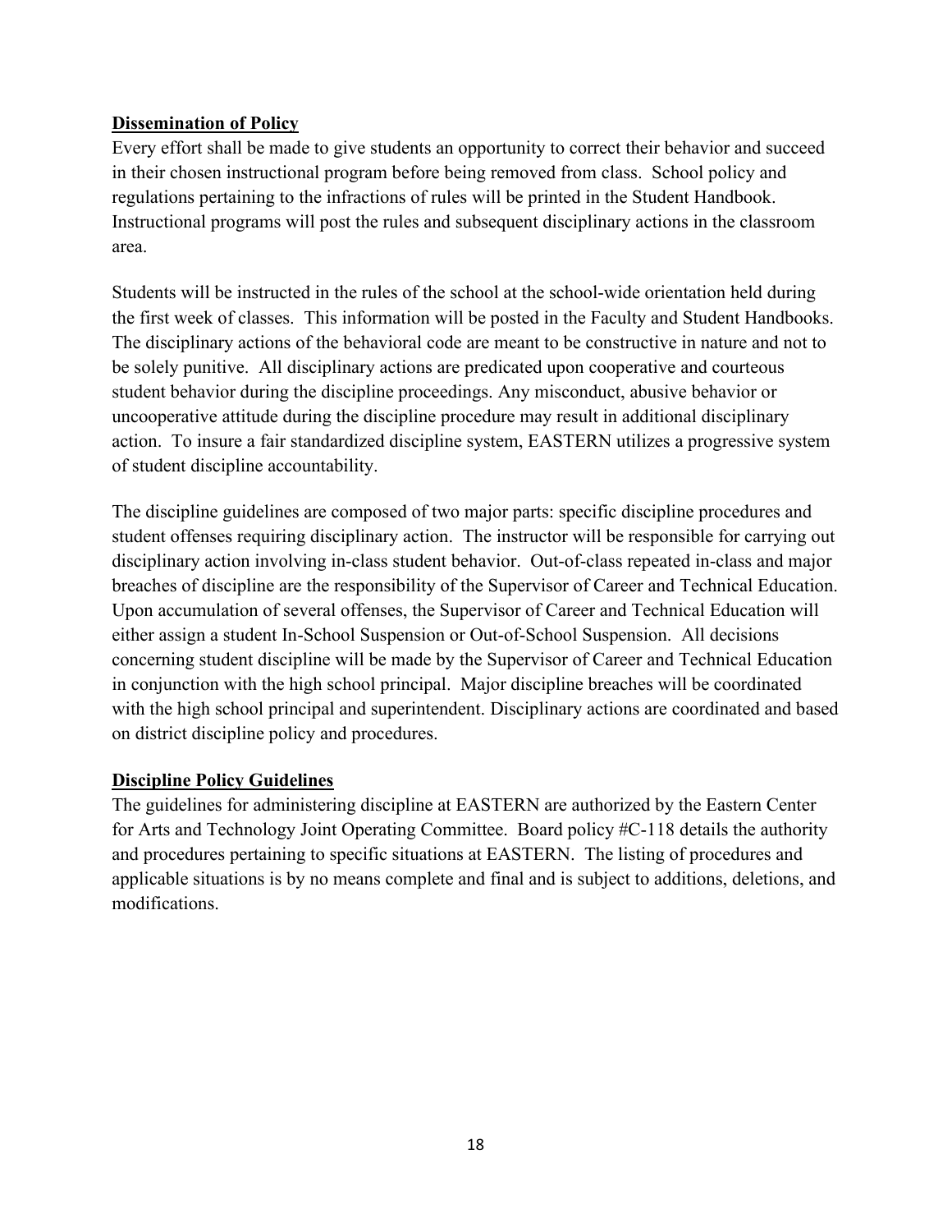**Dissemination of Policy**

Every effort shall be made to give students an opportunity to correct their behavior and succeed in their chosen instructional program before being removed from class. School policy and regulations pertaining to the infractions of rules will be printed in the Student Handbook. Instructional programs will post the rules and subsequent disciplinary actions in the classroom area.

Students will be instructed in the rules of the school at the school-wide orientation held during the first week of classes. This information will be posted in the Faculty and Student Handbooks. The disciplinary actions of the behavioral code are meant to be constructive in nature and not to be solely punitive. All disciplinary actions are predicated upon cooperative and courteous student behavior during the discipline proceedings. Any misconduct, abusive behavior or uncooperative attitude during the discipline procedure may result in additional disciplinary action. To insure a fair standardized discipline system, EASTERN utilizes a progressive system of student discipline accountability.

The discipline guidelines are composed of two major parts: specific discipline procedures and student offenses requiring disciplinary action. The instructor will be responsible for carrying out disciplinary action involving in-class student behavior. Out-of-class repeated in-class and major breaches of discipline are the responsibility of the Supervisor of Career and Technical Education. Upon accumulation of several offenses, the Supervisor of Career and Technical Education will either assign a student In-School Suspension or Out-of-School Suspension. All decisions concerning student discipline will be made by the Supervisor of Career and Technical Education in conjunction with the high school principal. Major discipline breaches will be coordinated with the high school principal and superintendent. Disciplinary actions are coordinated and based on district discipline policy and procedures.

**Discipline Policy Guidelines**

The guidelines for administering discipline at EASTERN are authorized by the Eastern Center for Arts and Technology Joint Operating Committee. Board policy #C-118 details the authority and procedures pertaining to specific situations at EASTERN. The listing of procedures and applicable situations is by no means complete and final and is subject to additions, deletions, and modifications.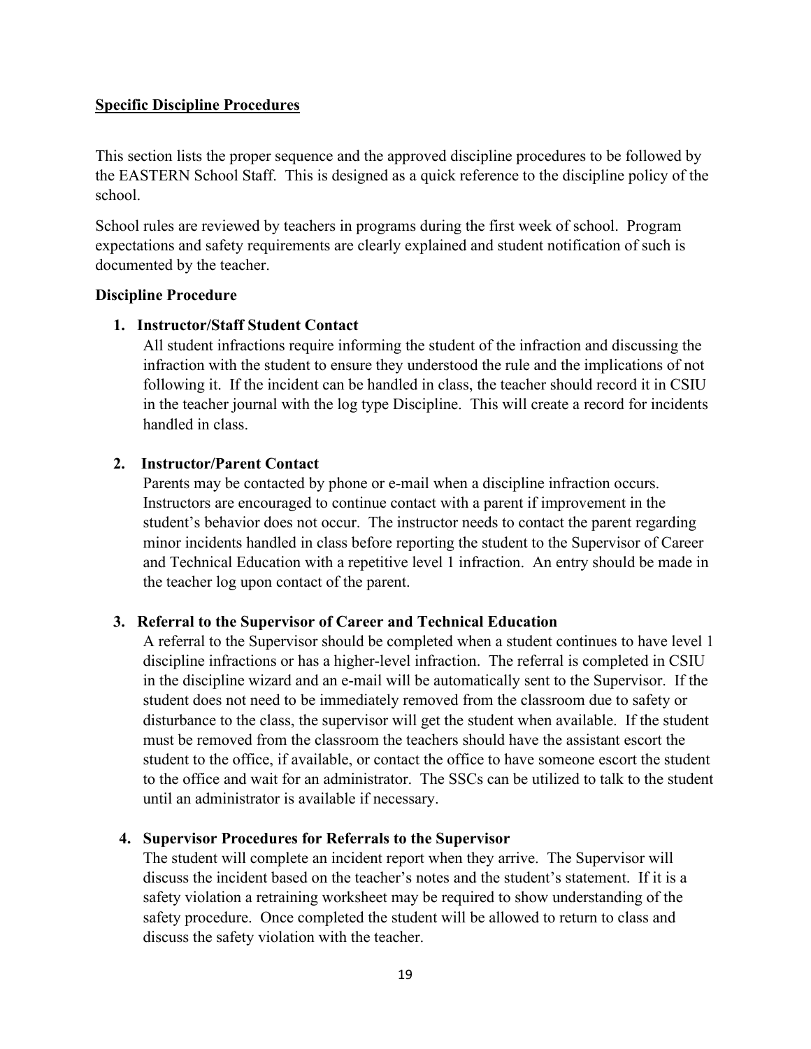## Specific Discipline Procedures

This section lists the proper sequence and the approved discipline procedures to be followed by the EASTERN School Staff. This is designed as a quick reference to the discipline policy of the school.

School rules are reviewed by teachers in programs during the first week of school. Program expectations and safety requirements are clearly explained and student notification of such is documented by the teacher.

### Discipline Procedure

1. **Instructor/Staff Student Contact**
   All student infractions require informing the student of the infraction and discussing the infraction with the student to ensure they understood the rule and the implications of not following it. If the incident can be handled in class, the teacher should record it in CSIU in the teacher journal with the log type Discipline. This will create a record for incidents handled in class.

2. **Instructor/Parent Contact**
   Parents may be contacted by phone or e-mail when a discipline infraction occurs. Instructors are encouraged to continue contact with a parent if improvement in the student's behavior does not occur. The instructor needs to contact the parent regarding minor incidents handled in class before reporting the student to the Supervisor of Career and Technical Education with a repetitive level 1 infraction. An entry should be made in the teacher log upon contact of the parent.

3. **Referral to the Supervisor of Career and Technical Education**
   A referral to the Supervisor should be completed when a student continues to have level 1 discipline infractions or has a higher-level infraction. The referral is completed in CSIU in the discipline wizard and an e-mail will be automatically sent to the Supervisor. If the student does not need to be immediately removed from the classroom due to safety or disturbance to the class, the supervisor will get the student when available. If the student must be removed from the classroom the teachers should have the assistant escort the student to the office, if available, or contact the office to have someone escort the student to the office and wait for an administrator. The SSCs can be utilized to talk to the student until an administrator is available if necessary.

4. **Supervisor Procedures for Referrals to the Supervisor**
   The student will complete an incident report when they arrive. The Supervisor will discuss the incident based on the teacher's notes and the student's statement. If it is a safety violation a retraining worksheet may be required to show understanding of the safety procedure. Once completed the student will be allowed to return to class and discuss the safety violation with the teacher.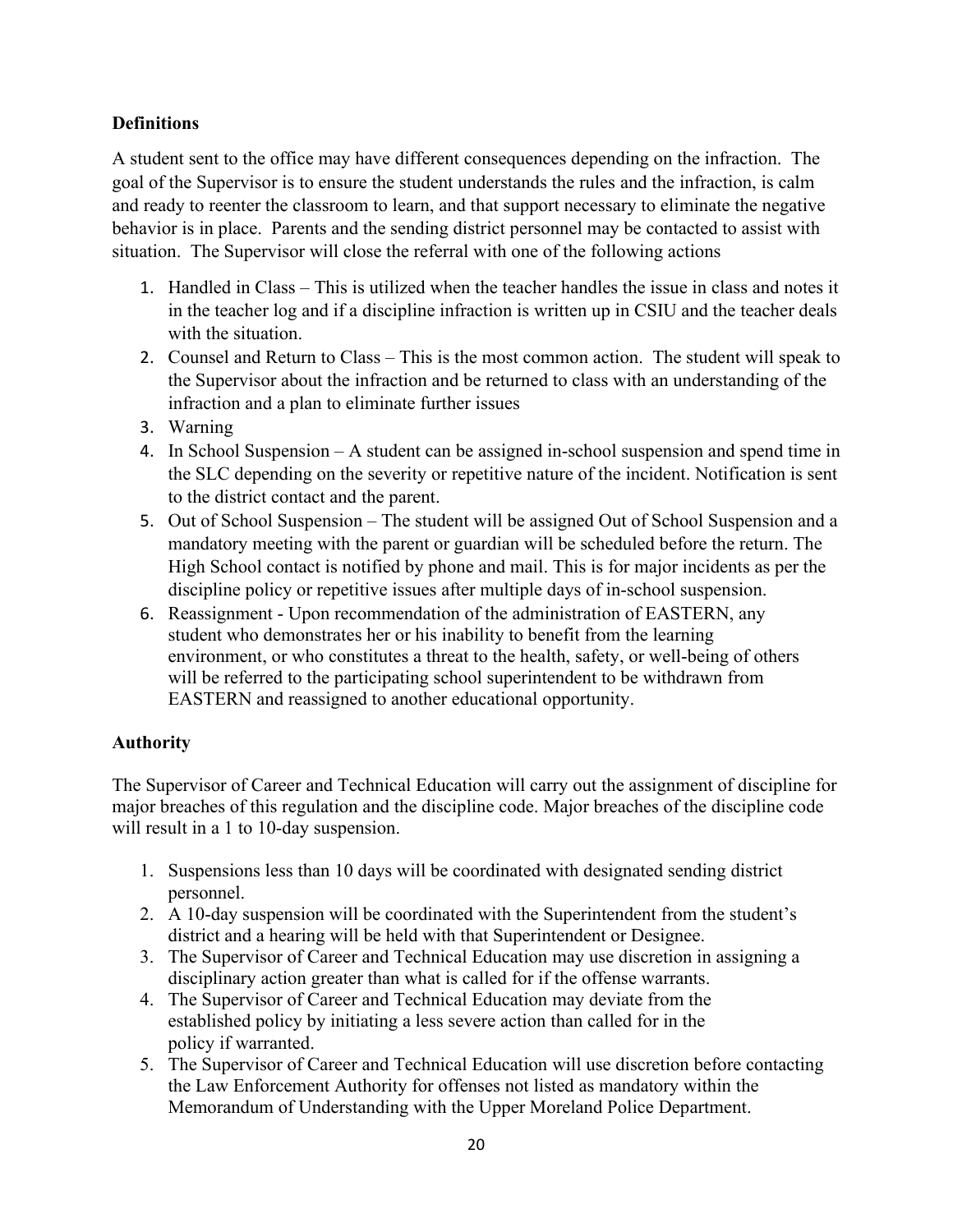**Definitions**

A student sent to the office may have different consequences depending on the infraction. The goal of the Supervisor is to ensure the student understands the rules and the infraction, is calm and ready to reenter the classroom to learn, and that support necessary to eliminate the negative behavior is in place. Parents and the sending district personnel may be contacted to assist with situation. The Supervisor will close the referral with one of the following actions

1. Handled in Class – This is utilized when the teacher handles the issue in class and notes it in the teacher log and if a discipline infraction is written up in CSIU and the teacher deals with the situation.
2. Counsel and Return to Class – This is the most common action. The student will speak to the Supervisor about the infraction and be returned to class with an understanding of the infraction and a plan to eliminate further issues
3. Warning
4. In School Suspension – A student can be assigned in-school suspension and spend time in the SLC depending on the severity or repetitive nature of the incident. Notification is sent to the district contact and the parent.
5. Out of School Suspension – The student will be assigned Out of School Suspension and a mandatory meeting with the parent or guardian will be scheduled before the return. The High School contact is notified by phone and mail. This is for major incidents as per the discipline policy or repetitive issues after multiple days of in-school suspension.
6. Reassignment - Upon recommendation of the administration of EASTERN, any student who demonstrates her or his inability to benefit from the learning environment, or who constitutes a threat to the health, safety, or well-being of others will be referred to the participating school superintendent to be withdrawn from EASTERN and reassigned to another educational opportunity.

**Authority**

The Supervisor of Career and Technical Education will carry out the assignment of discipline for major breaches of this regulation and the discipline code. Major breaches of the discipline code will result in a 1 to 10-day suspension.

1. Suspensions less than 10 days will be coordinated with designated sending district personnel.
2. A 10-day suspension will be coordinated with the Superintendent from the student's district and a hearing will be held with that Superintendent or Designee.
3. The Supervisor of Career and Technical Education may use discretion in assigning a disciplinary action greater than what is called for if the offense warrants.
4. The Supervisor of Career and Technical Education may deviate from the established policy by initiating a less severe action than called for in the policy if warranted.
5. The Supervisor of Career and Technical Education will use discretion before contacting the Law Enforcement Authority for offenses not listed as mandatory within the Memorandum of Understanding with the Upper Moreland Police Department.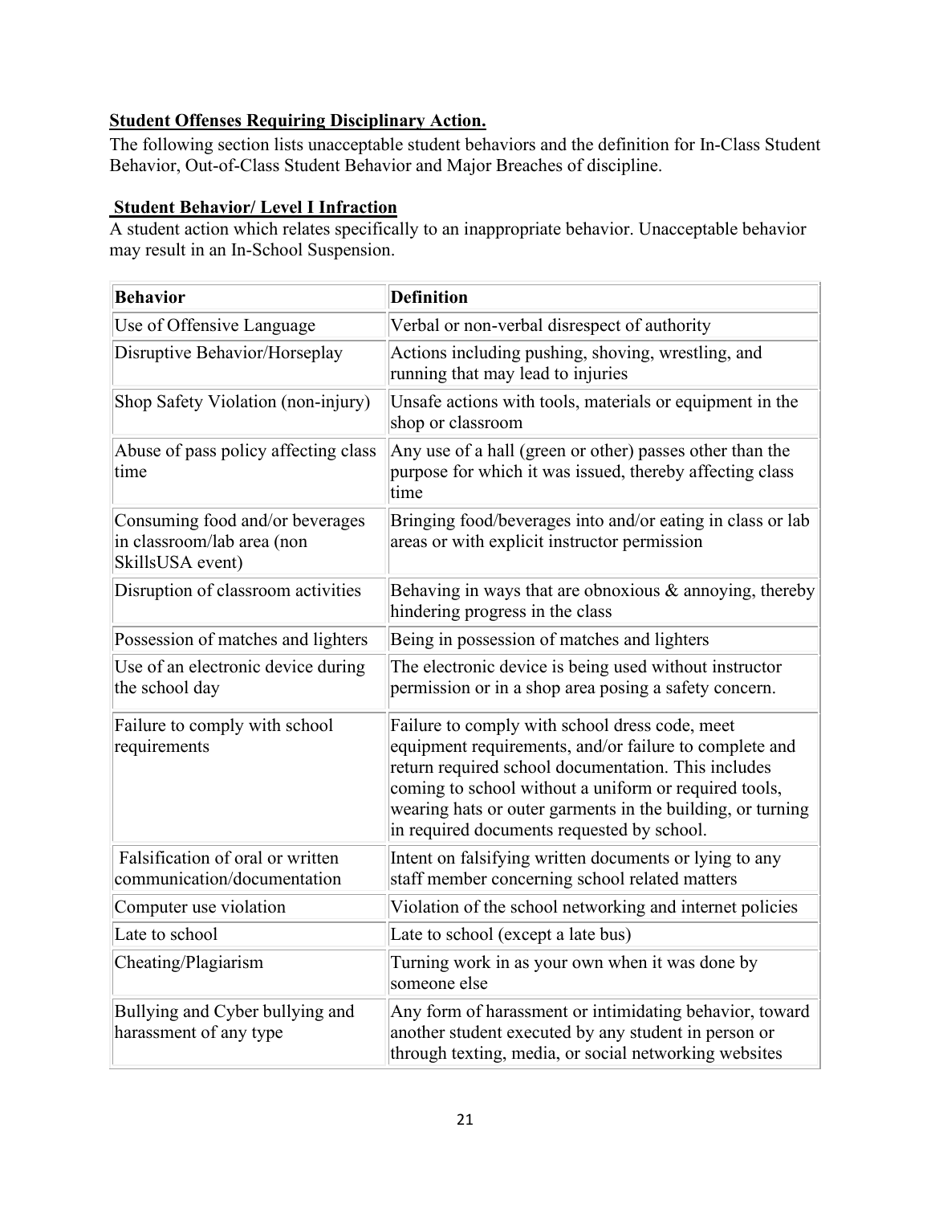**Student Offenses Requiring Disciplinary Action.**

The following section lists unacceptable student behaviors and the definition for In-Class Student Behavior, Out-of-Class Student Behavior and Major Breaches of discipline.

**Student Behavior/ Level I Infraction**

A student action which relates specifically to an inappropriate behavior. Unacceptable behavior may result in an In-School Suspension.

| Behavior | Definition |
|---|---|
| Use of Offensive Language | Verbal or non-verbal disrespect of authority |
| Disruptive Behavior/Horseplay | Actions including pushing, shoving, wrestling, and running that may lead to injuries |
| Shop Safety Violation (non-injury) | Unsafe actions with tools, materials or equipment in the shop or classroom |
| Abuse of pass policy affecting class time | Any use of a hall (green or other) passes other than the purpose for which it was issued, thereby affecting class time |
| Consuming food and/or beverages in classroom/lab area (non SkillsUSA event) | Bringing food/beverages into and/or eating in class or lab areas or with explicit instructor permission |
| Disruption of classroom activities | Behaving in ways that are obnoxious & annoying, thereby hindering progress in the class |
| Possession of matches and lighters | Being in possession of matches and lighters |
| Use of an electronic device during the school day | The electronic device is being used without instructor permission or in a shop area posing a safety concern. |
| Failure to comply with school requirements | Failure to comply with school dress code, meet equipment requirements, and/or failure to complete and return required school documentation. This includes coming to school without a uniform or required tools, wearing hats or outer garments in the building, or turning in required documents requested by school. |
| Falsification of oral or written communication/documentation | Intent on falsifying written documents or lying to any staff member concerning school related matters |
| Computer use violation | Violation of the school networking and internet policies |
| Late to school | Late to school (except a late bus) |
| Cheating/Plagiarism | Turning work in as your own when it was done by someone else |
| Bullying and Cyber bullying and harassment of any type | Any form of harassment or intimidating behavior, toward another student executed by any student in person or through texting, media, or social networking websites |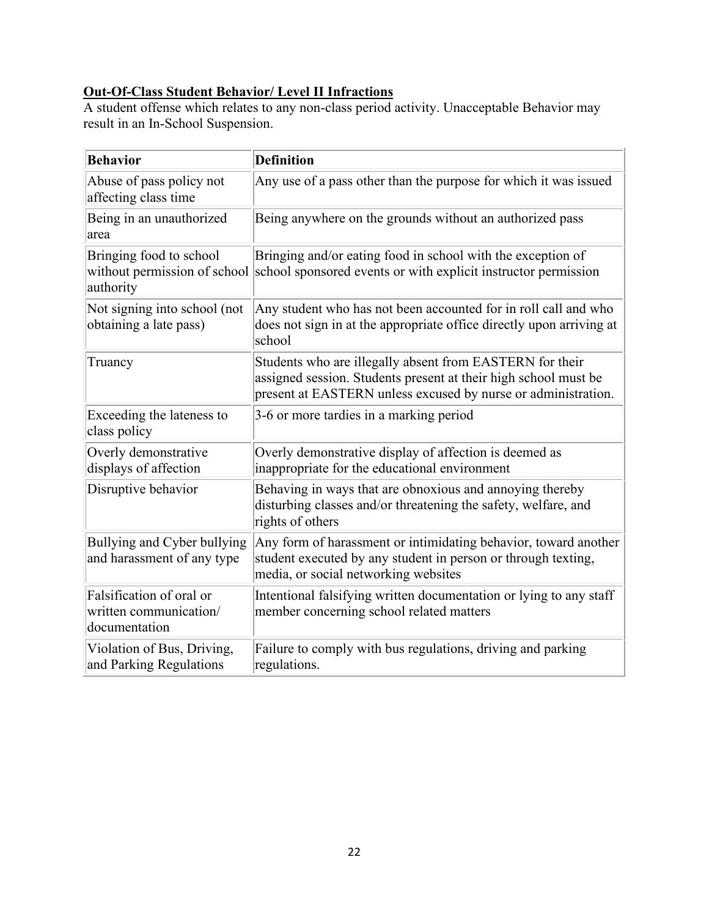**Out-Of-Class Student Behavior/ Level II Infractions**

A student offense which relates to any non-class period activity. Unacceptable Behavior may result in an In-School Suspension.

| Behavior | Definition |
| --- | --- |
| Abuse of pass policy not affecting class time | Any use of a pass other than the purpose for which it was issued |
| Being in an unauthorized area | Being anywhere on the grounds without an authorized pass |
| Bringing food to school without permission of school authority | Bringing and/or eating food in school with the exception of school sponsored events or with explicit instructor permission |
| Not signing into school (not obtaining a late pass) | Any student who has not been accounted for in roll call and who does not sign in at the appropriate office directly upon arriving at school |
| Truancy | Students who are illegally absent from EASTERN for their assigned session. Students present at their high school must be present at EASTERN unless excused by nurse or administration. |
| Exceeding the lateness to class policy | 3-6 or more tardies in a marking period |
| Overly demonstrative displays of affection | Overly demonstrative display of affection is deemed as inappropriate for the educational environment |
| Disruptive behavior | Behaving in ways that are obnoxious and annoying thereby disturbing classes and/or threatening the safety, welfare, and rights of others |
| Bullying and Cyber bullying and harassment of any type | Any form of harassment or intimidating behavior, toward another student executed by any student in person or through texting, media, or social networking websites |
| Falsification of oral or written communication/ documentation | Intentional falsifying written documentation or lying to any staff member concerning school related matters |
| Violation of Bus, Driving, and Parking Regulations | Failure to comply with bus regulations, driving and parking regulations. |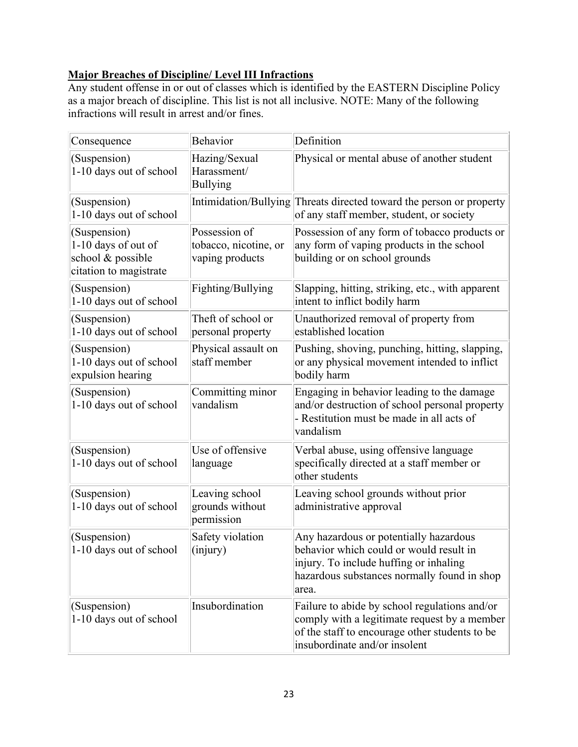**Major Breaches of Discipline/ Level III Infractions**

Any student offense in or out of classes which is identified by the EASTERN Discipline Policy as a major breach of discipline. This list is not all inclusive. NOTE: Many of the following infractions will result in arrest and/or fines.

| Consequence | Behavior | Definition |
|---|---|---|
| (Suspension) 1-10 days out of school | Hazing/Sexual Harassment/ Bullying | Physical or mental abuse of another student |
| (Suspension) 1-10 days out of school | Intimidation/Bullying | Threats directed toward the person or property of any staff member, student, or society |
| (Suspension) 1-10 days of out of school & possible citation to magistrate | Possession of tobacco, nicotine, or vaping products | Possession of any form of tobacco products or any form of vaping products in the school building or on school grounds |
| (Suspension) 1-10 days out of school | Fighting/Bullying | Slapping, hitting, striking, etc., with apparent intent to inflict bodily harm |
| (Suspension) 1-10 days out of school | Theft of school or personal property | Unauthorized removal of property from established location |
| (Suspension) 1-10 days out of school expulsion hearing | Physical assault on staff member | Pushing, shoving, punching, hitting, slapping, or any physical movement intended to inflict bodily harm |
| (Suspension) 1-10 days out of school | Committing minor vandalism | Engaging in behavior leading to the damage and/or destruction of school personal property - Restitution must be made in all acts of vandalism |
| (Suspension) 1-10 days out of school | Use of offensive language | Verbal abuse, using offensive language specifically directed at a staff member or other students |
| (Suspension) 1-10 days out of school | Leaving school grounds without permission | Leaving school grounds without prior administrative approval |
| (Suspension) 1-10 days out of school | Safety violation (injury) | Any hazardous or potentially hazardous behavior which could or would result in injury. To include huffing or inhaling hazardous substances normally found in shop area. |
| (Suspension) 1-10 days out of school | Insubordination | Failure to abide by school regulations and/or comply with a legitimate request by a member of the staff to encourage other students to be insubordinate and/or insolent |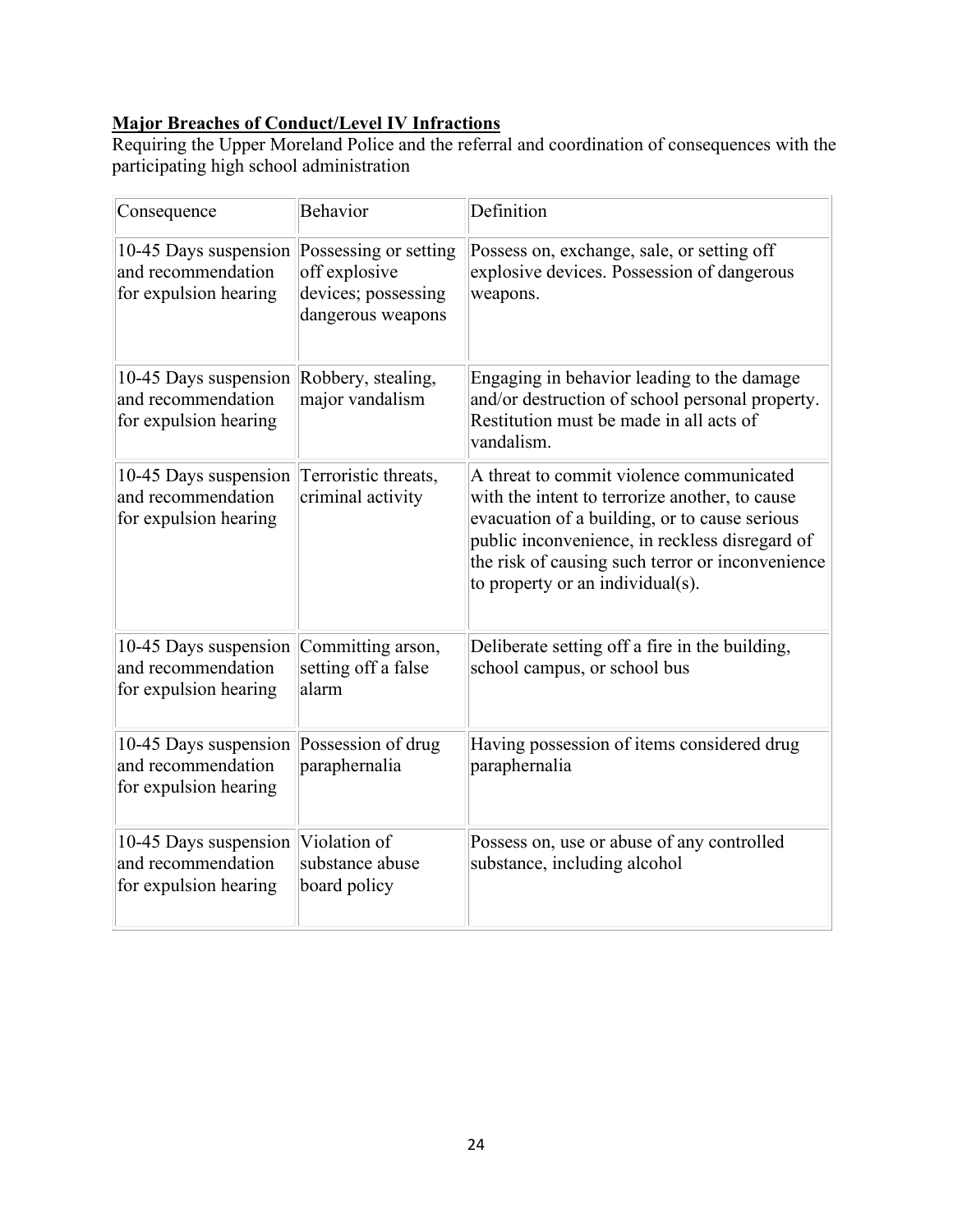**Major Breaches of Conduct/Level IV Infractions**

Requiring the Upper Moreland Police and the referral and coordination of consequences with the participating high school administration

| Consequence | Behavior | Definition |
|---|---|---|
| 10-45 Days suspension and recommendation for expulsion hearing | Possessing or setting off explosive devices; possessing dangerous weapons | Possess on, exchange, sale, or setting off explosive devices. Possession of dangerous weapons. |
| 10-45 Days suspension and recommendation for expulsion hearing | Robbery, stealing, major vandalism | Engaging in behavior leading to the damage and/or destruction of school personal property. Restitution must be made in all acts of vandalism. |
| 10-45 Days suspension and recommendation for expulsion hearing | Terroristic threats, criminal activity | A threat to commit violence communicated with the intent to terrorize another, to cause evacuation of a building, or to cause serious public inconvenience, in reckless disregard of the risk of causing such terror or inconvenience to property or an individual(s). |
| 10-45 Days suspension and recommendation for expulsion hearing | Committing arson, setting off a false alarm | Deliberate setting off a fire in the building, school campus, or school bus |
| 10-45 Days suspension and recommendation for expulsion hearing | Possession of drug paraphernalia | Having possession of items considered drug paraphernalia |
| 10-45 Days suspension and recommendation for expulsion hearing | Violation of substance abuse board policy | Possess on, use or abuse of any controlled substance, including alcohol |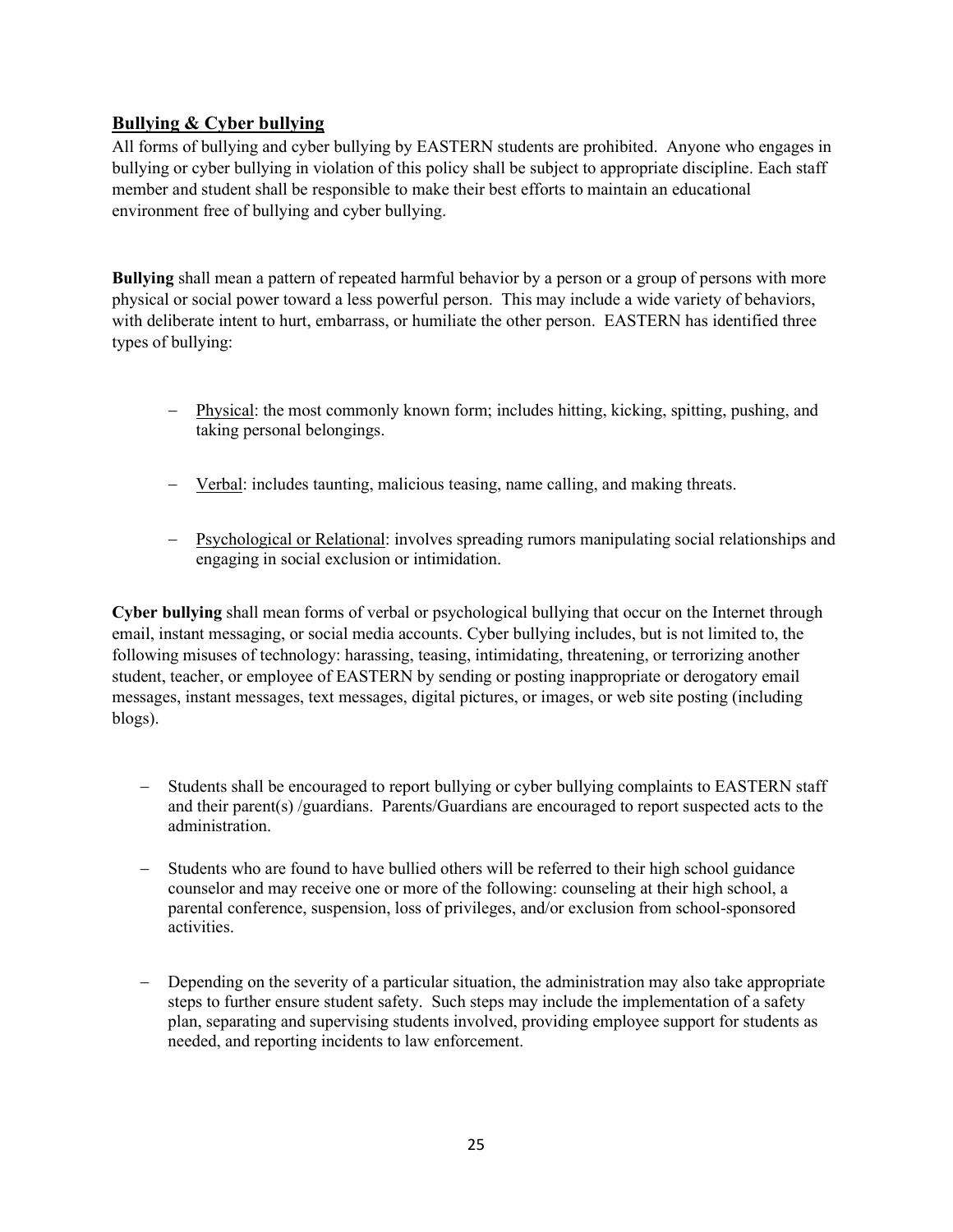## Bullying & Cyber bullying

All forms of bullying and cyber bullying by EASTERN students are prohibited. Anyone who engages in bullying or cyber bullying in violation of this policy shall be subject to appropriate discipline. Each staff member and student shall be responsible to make their best efforts to maintain an educational environment free of bullying and cyber bullying.

**Bullying** shall mean a pattern of repeated harmful behavior by a person or a group of persons with more physical or social power toward a less powerful person. This may include a wide variety of behaviors, with deliberate intent to hurt, embarrass, or humiliate the other person. EASTERN has identified three types of bullying:

- Physical: the most commonly known form; includes hitting, kicking, spitting, pushing, and taking personal belongings.
- Verbal: includes taunting, malicious teasing, name calling, and making threats.
- Psychological or Relational: involves spreading rumors manipulating social relationships and engaging in social exclusion or intimidation.

**Cyber bullying** shall mean forms of verbal or psychological bullying that occur on the Internet through email, instant messaging, or social media accounts. Cyber bullying includes, but is not limited to, the following misuses of technology: harassing, teasing, intimidating, threatening, or terrorizing another student, teacher, or employee of EASTERN by sending or posting inappropriate or derogatory email messages, instant messages, text messages, digital pictures, or images, or web site posting (including blogs).

- Students shall be encouraged to report bullying or cyber bullying complaints to EASTERN staff and their parent(s) /guardians. Parents/Guardians are encouraged to report suspected acts to the administration.
- Students who are found to have bullied others will be referred to their high school guidance counselor and may receive one or more of the following: counseling at their high school, a parental conference, suspension, loss of privileges, and/or exclusion from school-sponsored activities.
- Depending on the severity of a particular situation, the administration may also take appropriate steps to further ensure student safety. Such steps may include the implementation of a safety plan, separating and supervising students involved, providing employee support for students as needed, and reporting incidents to law enforcement.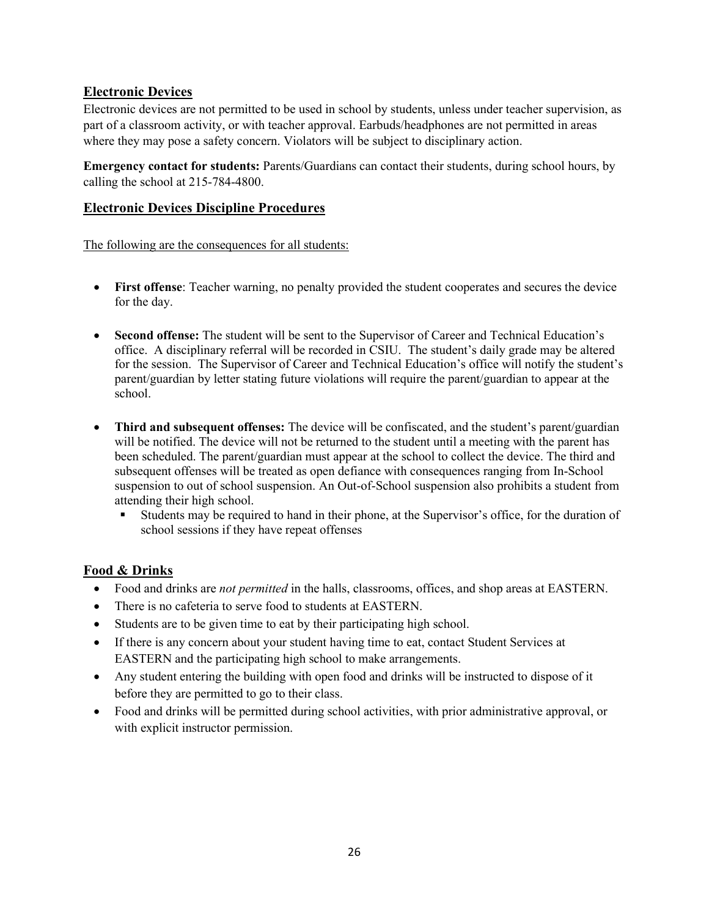## Electronic Devices

Electronic devices are not permitted to be used in school by students, unless under teacher supervision, as part of a classroom activity, or with teacher approval. Earbuds/headphones are not permitted in areas where they may pose a safety concern. Violators will be subject to disciplinary action.

**Emergency contact for students:** Parents/Guardians can contact their students, during school hours, by calling the school at 215-784-4800.

## Electronic Devices Discipline Procedures

The following are the consequences for all students:

- **First offense**: Teacher warning, no penalty provided the student cooperates and secures the device for the day.
- **Second offense:** The student will be sent to the Supervisor of Career and Technical Education's office. A disciplinary referral will be recorded in CSIU. The student's daily grade may be altered for the session. The Supervisor of Career and Technical Education's office will notify the student's parent/guardian by letter stating future violations will require the parent/guardian to appear at the school.
- **Third and subsequent offenses:** The device will be confiscated, and the student's parent/guardian will be notified. The device will not be returned to the student until a meeting with the parent has been scheduled. The parent/guardian must appear at the school to collect the device. The third and subsequent offenses will be treated as open defiance with consequences ranging from In-School suspension to out of school suspension. An Out-of-School suspension also prohibits a student from attending their high school.
  - Students may be required to hand in their phone, at the Supervisor's office, for the duration of school sessions if they have repeat offenses

## Food & Drinks

- Food and drinks are *not permitted* in the halls, classrooms, offices, and shop areas at EASTERN.
- There is no cafeteria to serve food to students at EASTERN.
- Students are to be given time to eat by their participating high school.
- If there is any concern about your student having time to eat, contact Student Services at EASTERN and the participating high school to make arrangements.
- Any student entering the building with open food and drinks will be instructed to dispose of it before they are permitted to go to their class.
- Food and drinks will be permitted during school activities, with prior administrative approval, or with explicit instructor permission.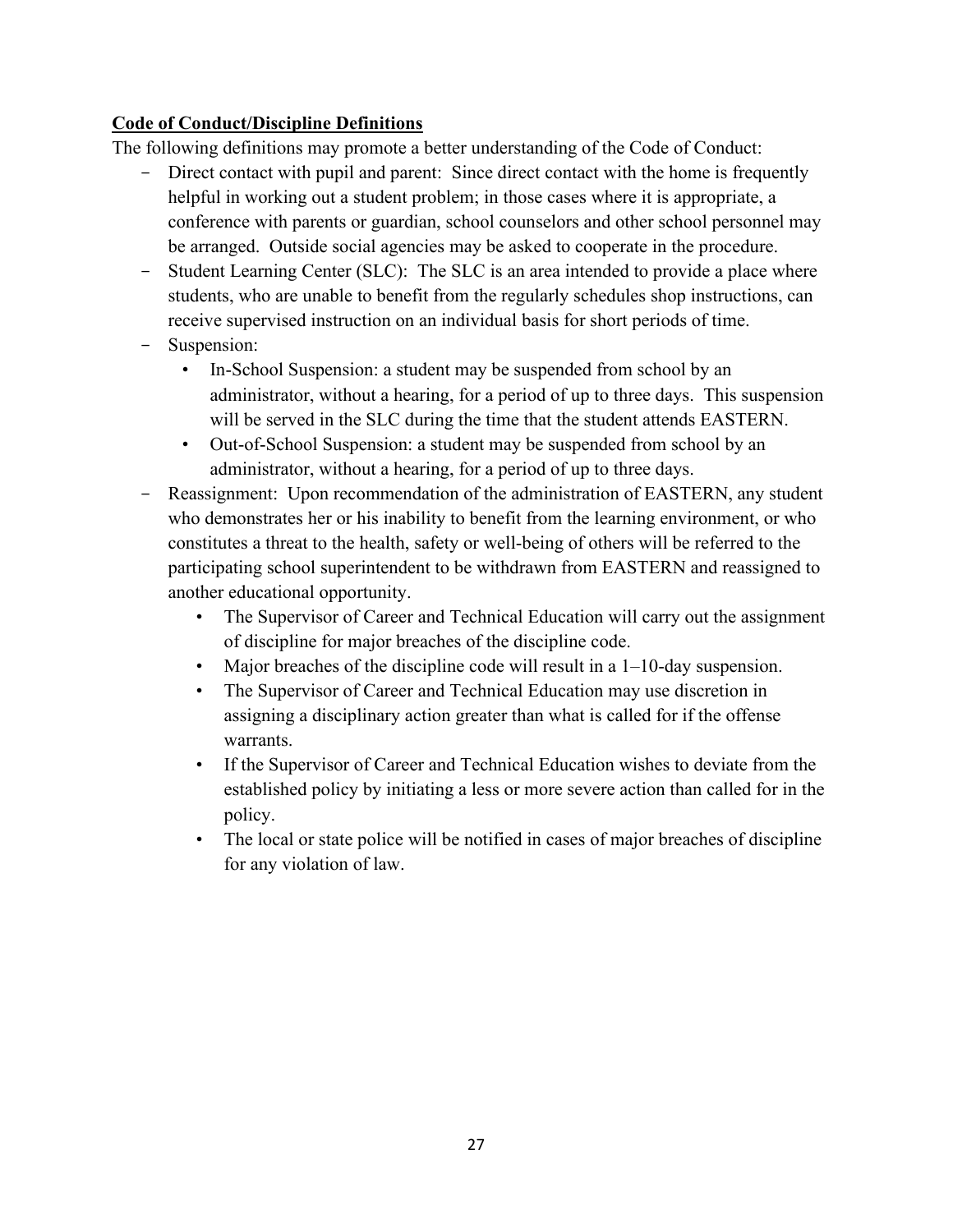**<u>Code of Conduct/Discipline Definitions</u>**

The following definitions may promote a better understanding of the Code of Conduct:

- Direct contact with pupil and parent: Since direct contact with the home is frequently helpful in working out a student problem; in those cases where it is appropriate, a conference with parents or guardian, school counselors and other school personnel may be arranged. Outside social agencies may be asked to cooperate in the procedure.
- Student Learning Center (SLC): The SLC is an area intended to provide a place where students, who are unable to benefit from the regularly schedules shop instructions, can receive supervised instruction on an individual basis for short periods of time.
- Suspension:
  - In-School Suspension: a student may be suspended from school by an administrator, without a hearing, for a period of up to three days. This suspension will be served in the SLC during the time that the student attends EASTERN.
  - Out-of-School Suspension: a student may be suspended from school by an administrator, without a hearing, for a period of up to three days.
- Reassignment: Upon recommendation of the administration of EASTERN, any student who demonstrates her or his inability to benefit from the learning environment, or who constitutes a threat to the health, safety or well-being of others will be referred to the participating school superintendent to be withdrawn from EASTERN and reassigned to another educational opportunity.
  - The Supervisor of Career and Technical Education will carry out the assignment of discipline for major breaches of the discipline code.
  - Major breaches of the discipline code will result in a 1–10-day suspension.
  - The Supervisor of Career and Technical Education may use discretion in assigning a disciplinary action greater than what is called for if the offense warrants.
  - If the Supervisor of Career and Technical Education wishes to deviate from the established policy by initiating a less or more severe action than called for in the policy.
  - The local or state police will be notified in cases of major breaches of discipline for any violation of law.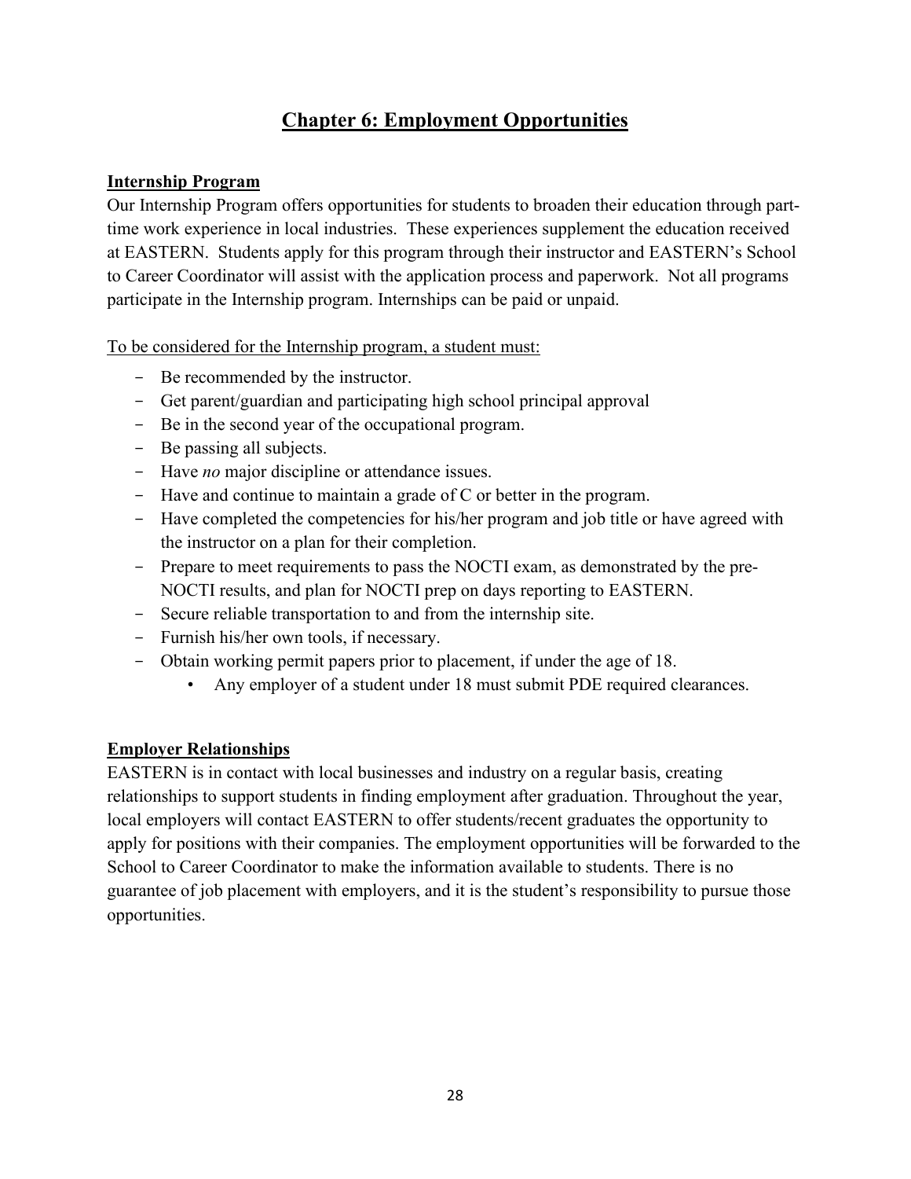# Chapter 6: Employment Opportunities

## Internship Program

Our Internship Program offers opportunities for students to broaden their education through part-time work experience in local industries. These experiences supplement the education received at EASTERN. Students apply for this program through their instructor and EASTERN's School to Career Coordinator will assist with the application process and paperwork. Not all programs participate in the Internship program. Internships can be paid or unpaid.

To be considered for the Internship program, a student must:

- Be recommended by the instructor.
- Get parent/guardian and participating high school principal approval
- Be in the second year of the occupational program.
- Be passing all subjects.
- Have *no* major discipline or attendance issues.
- Have and continue to maintain a grade of C or better in the program.
- Have completed the competencies for his/her program and job title or have agreed with the instructor on a plan for their completion.
- Prepare to meet requirements to pass the NOCTI exam, as demonstrated by the pre-NOCTI results, and plan for NOCTI prep on days reporting to EASTERN.
- Secure reliable transportation to and from the internship site.
- Furnish his/her own tools, if necessary.
- Obtain working permit papers prior to placement, if under the age of 18.
    - Any employer of a student under 18 must submit PDE required clearances.

## Employer Relationships

EASTERN is in contact with local businesses and industry on a regular basis, creating relationships to support students in finding employment after graduation. Throughout the year, local employers will contact EASTERN to offer students/recent graduates the opportunity to apply for positions with their companies. The employment opportunities will be forwarded to the School to Career Coordinator to make the information available to students. There is no guarantee of job placement with employers, and it is the student's responsibility to pursue those opportunities.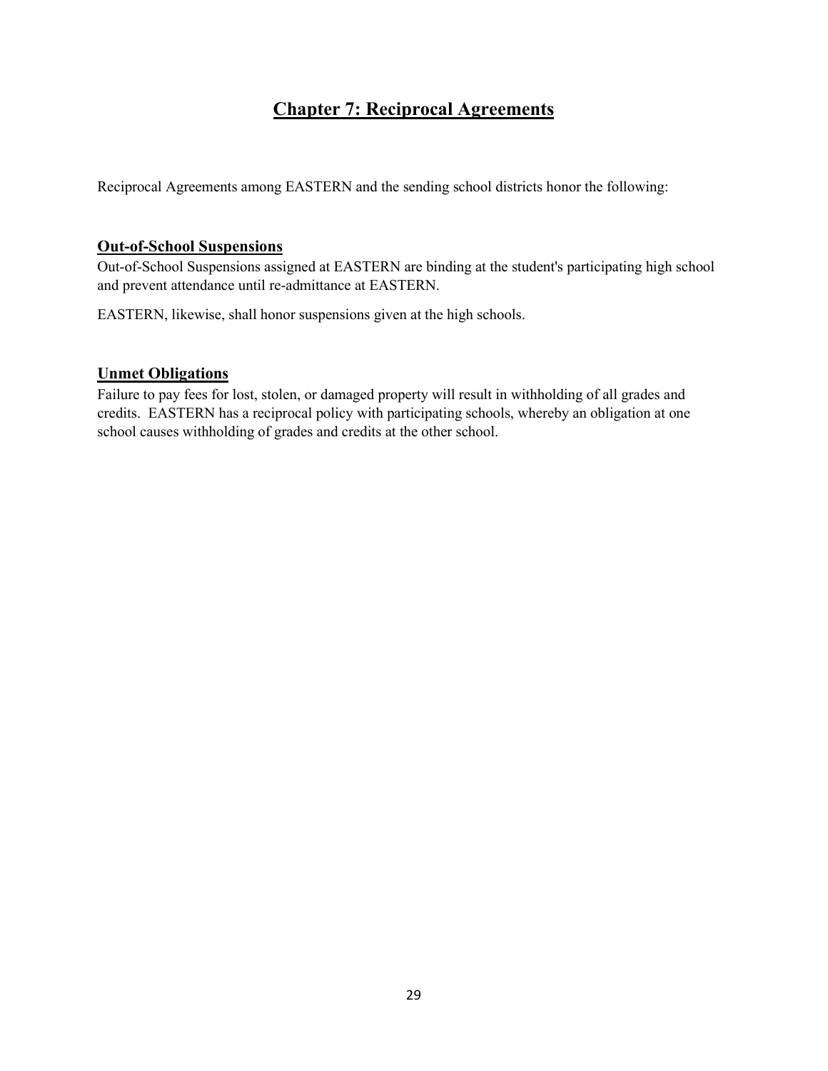# Chapter 7: Reciprocal Agreements

Reciprocal Agreements among EASTERN and the sending school districts honor the following:

## Out-of-School Suspensions

Out-of-School Suspensions assigned at EASTERN are binding at the student's participating high school and prevent attendance until re-admittance at EASTERN.

EASTERN, likewise, shall honor suspensions given at the high schools.

## Unmet Obligations

Failure to pay fees for lost, stolen, or damaged property will result in withholding of all grades and credits. EASTERN has a reciprocal policy with participating schools, whereby an obligation at one school causes withholding of grades and credits at the other school.